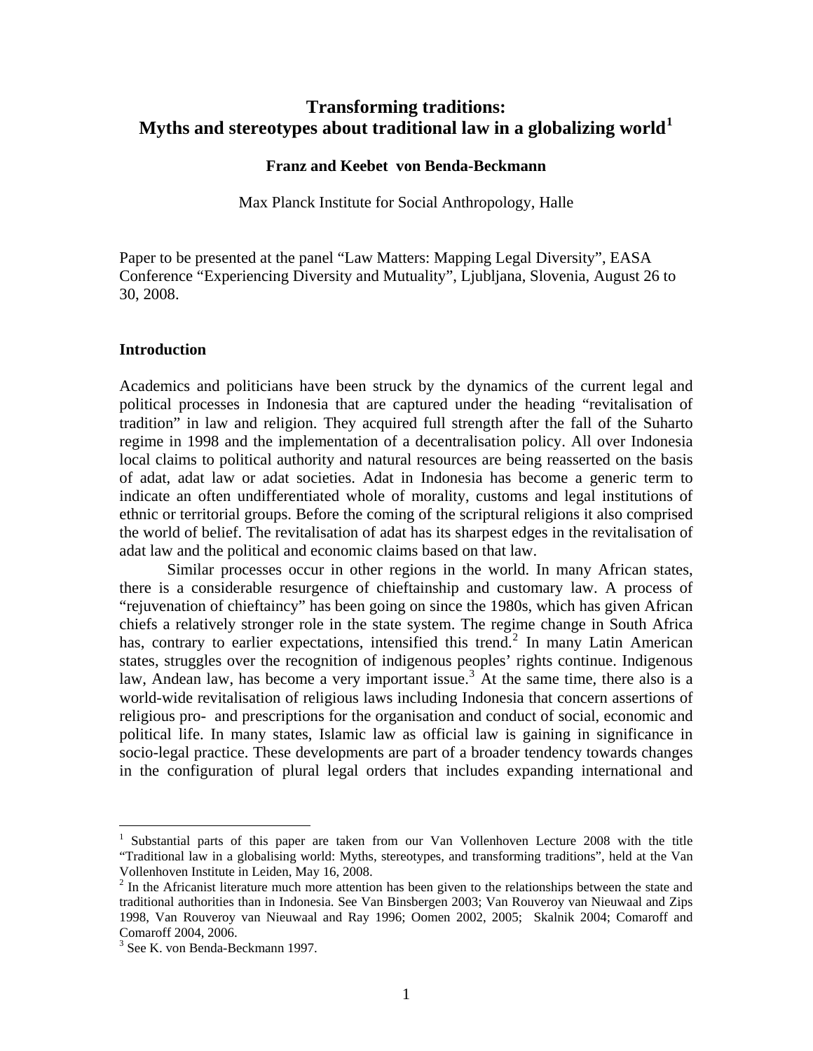# Transforming traditions: Myths and stereotypes about traditional law in a globalizing world[1]

**Franz and Keebet von Benda-Beckmann**

Max Planck Institute for Social Anthropology, Halle

Paper to be presented at the panel "Law Matters: Mapping Legal Diversity", EASA Conference "Experiencing Diversity and Mutuality", Ljubljana, Slovenia, August 26 to 30, 2008.

## Introduction

Academics and politicians have been struck by the dynamics of the current legal and political processes in Indonesia that are captured under the heading "revitalisation of tradition" in law and religion. They acquired full strength after the fall of the Suharto regime in 1998 and the implementation of a decentralisation policy. All over Indonesia local claims to political authority and natural resources are being reasserted on the basis of adat, adat law or adat societies. Adat in Indonesia has become a generic term to indicate an often undifferentiated whole of morality, customs and legal institutions of ethnic or territorial groups. Before the coming of the scriptural religions it also comprised the world of belief. The revitalisation of adat has its sharpest edges in the revitalisation of adat law and the political and economic claims based on that law.

Similar processes occur in other regions in the world. In many African states, there is a considerable resurgence of chieftainship and customary law. A process of "rejuvenation of chieftaincy" has been going on since the 1980s, which has given African chiefs a relatively stronger role in the state system. The regime change in South Africa has, contrary to earlier expectations, intensified this trend.[2] In many Latin American states, struggles over the recognition of indigenous peoples' rights continue. Indigenous law, Andean law, has become a very important issue.[3] At the same time, there also is a world-wide revitalisation of religious laws including Indonesia that concern assertions of religious pro- and prescriptions for the organisation and conduct of social, economic and political life. In many states, Islamic law as official law is gaining in significance in socio-legal practice. These developments are part of a broader tendency towards changes in the configuration of plural legal orders that includes expanding international and

---

[1] Substantial parts of this paper are taken from our Van Vollenhoven Lecture 2008 with the title "Traditional law in a globalising world: Myths, stereotypes, and transforming traditions", held at the Van Vollenhoven Institute in Leiden, May 16, 2008.

[2] In the Africanist literature much more attention has been given to the relationships between the state and traditional authorities than in Indonesia. See Van Binsbergen 2003; Van Rouveroy van Nieuwaal and Zips 1998, Van Rouveroy van Nieuwaal and Ray 1996; Oomen 2002, 2005; Skalnik 2004; Comaroff and Comaroff 2004, 2006.

[3] See K. von Benda-Beckmann 1997.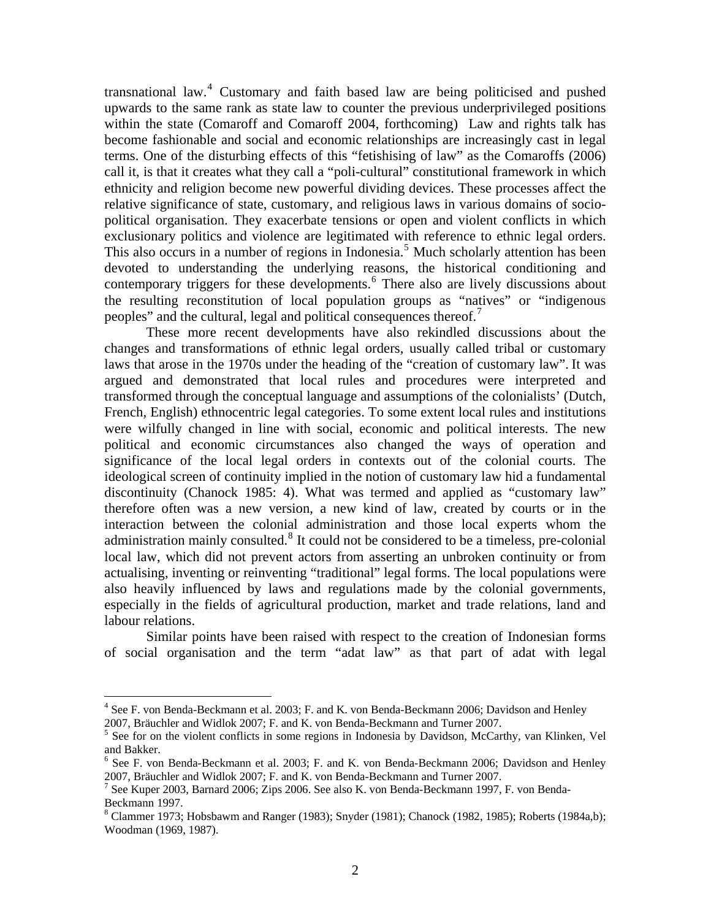transnational law.[4] Customary and faith based law are being politicised and pushed upwards to the same rank as state law to counter the previous underprivileged positions within the state (Comaroff and Comaroff 2004, forthcoming)  Law and rights talk has become fashionable and social and economic relationships are increasingly cast in legal terms. One of the disturbing effects of this "fetishising of law" as the Comaroffs (2006) call it, is that it creates what they call a "poli-cultural" constitutional framework in which ethnicity and religion become new powerful dividing devices. These processes affect the relative significance of state, customary, and religious laws in various domains of socio-political organisation. They exacerbate tensions or open and violent conflicts in which exclusionary politics and violence are legitimated with reference to ethnic legal orders. This also occurs in a number of regions in Indonesia.[5] Much scholarly attention has been devoted to understanding the underlying reasons, the historical conditioning and contemporary triggers for these developments.[6] There also are lively discussions about the resulting reconstitution of local population groups as "natives" or "indigenous peoples" and the cultural, legal and political consequences thereof.[7]

These more recent developments have also rekindled discussions about the changes and transformations of ethnic legal orders, usually called tribal or customary laws that arose in the 1970s under the heading of the "creation of customary law". It was argued and demonstrated that local rules and procedures were interpreted and transformed through the conceptual language and assumptions of the colonialists' (Dutch, French, English) ethnocentric legal categories. To some extent local rules and institutions were wilfully changed in line with social, economic and political interests. The new political and economic circumstances also changed the ways of operation and significance of the local legal orders in contexts out of the colonial courts. The ideological screen of continuity implied in the notion of customary law hid a fundamental discontinuity (Chanock 1985: 4). What was termed and applied as "customary law" therefore often was a new version, a new kind of law, created by courts or in the interaction between the colonial administration and those local experts whom the administration mainly consulted.[8] It could not be considered to be a timeless, pre-colonial local law, which did not prevent actors from asserting an unbroken continuity or from actualising, inventing or reinventing "traditional" legal forms. The local populations were also heavily influenced by laws and regulations made by the colonial governments, especially in the fields of agricultural production, market and trade relations, land and labour relations.

Similar points have been raised with respect to the creation of Indonesian forms of social organisation and the term "adat law" as that part of adat with legal

---

[4] See F. von Benda-Beckmann et al. 2003; F. and K. von Benda-Beckmann 2006; Davidson and Henley 2007, Bräuchler and Widlok 2007; F. and K. von Benda-Beckmann and Turner 2007.

[5] See for on the violent conflicts in some regions in Indonesia by Davidson, McCarthy, van Klinken, Vel and Bakker.

[6] See F. von Benda-Beckmann et al. 2003; F. and K. von Benda-Beckmann 2006; Davidson and Henley 2007, Bräuchler and Widlok 2007; F. and K. von Benda-Beckmann and Turner 2007.

[7] See Kuper 2003, Barnard 2006; Zips 2006. See also K. von Benda-Beckmann 1997, F. von Benda-Beckmann 1997.

[8] Clammer 1973; Hobsbawm and Ranger (1983); Snyder (1981); Chanock (1982, 1985); Roberts (1984a,b); Woodman (1969, 1987).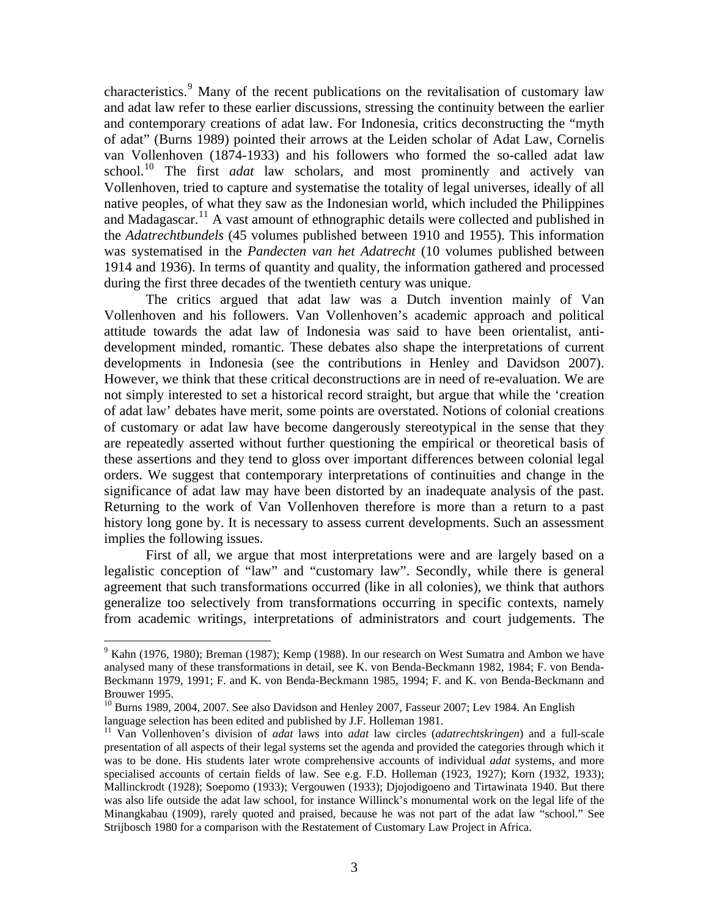characteristics.[9] Many of the recent publications on the revitalisation of customary law and adat law refer to these earlier discussions, stressing the continuity between the earlier and contemporary creations of adat law. For Indonesia, critics deconstructing the "myth of adat" (Burns 1989) pointed their arrows at the Leiden scholar of Adat Law, Cornelis van Vollenhoven (1874-1933) and his followers who formed the so-called adat law school.[10] The first *adat* law scholars, and most prominently and actively van Vollenhoven, tried to capture and systematise the totality of legal universes, ideally of all native peoples, of what they saw as the Indonesian world, which included the Philippines and Madagascar.[11] A vast amount of ethnographic details were collected and published in the *Adatrechtbundels* (45 volumes published between 1910 and 1955). This information was systematised in the *Pandecten van het Adatrecht* (10 volumes published between 1914 and 1936). In terms of quantity and quality, the information gathered and processed during the first three decades of the twentieth century was unique.

The critics argued that adat law was a Dutch invention mainly of Van Vollenhoven and his followers. Van Vollenhoven's academic approach and political attitude towards the adat law of Indonesia was said to have been orientalist, anti-development minded, romantic. These debates also shape the interpretations of current developments in Indonesia (see the contributions in Henley and Davidson 2007). However, we think that these critical deconstructions are in need of re-evaluation. We are not simply interested to set a historical record straight, but argue that while the 'creation of adat law' debates have merit, some points are overstated. Notions of colonial creations of customary or adat law have become dangerously stereotypical in the sense that they are repeatedly asserted without further questioning the empirical or theoretical basis of these assertions and they tend to gloss over important differences between colonial legal orders. We suggest that contemporary interpretations of continuities and change in the significance of adat law may have been distorted by an inadequate analysis of the past. Returning to the work of Van Vollenhoven therefore is more than a return to a past history long gone by. It is necessary to assess current developments. Such an assessment implies the following issues.

First of all, we argue that most interpretations were and are largely based on a legalistic conception of "law" and "customary law". Secondly, while there is general agreement that such transformations occurred (like in all colonies), we think that authors generalize too selectively from transformations occurring in specific contexts, namely from academic writings, interpretations of administrators and court judgements. The

---

[9] Kahn (1976, 1980); Breman (1987); Kemp (1988). In our research on West Sumatra and Ambon we have analysed many of these transformations in detail, see K. von Benda-Beckmann 1982, 1984; F. von Benda-Beckmann 1979, 1991; F. and K. von Benda-Beckmann 1985, 1994; F. and K. von Benda-Beckmann and Brouwer 1995.

[10] Burns 1989, 2004, 2007. See also Davidson and Henley 2007, Fasseur 2007; Lev 1984. An English language selection has been edited and published by J.F. Holleman 1981.

[11] Van Vollenhoven's division of *adat* laws into *adat* law circles (*adatrechtskringen*) and a full-scale presentation of all aspects of their legal systems set the agenda and provided the categories through which it was to be done. His students later wrote comprehensive accounts of individual *adat* systems, and more specialised accounts of certain fields of law. See e.g. F.D. Holleman (1923, 1927); Korn (1932, 1933); Mallinckrodt (1928); Soepomo (1933); Vergouwen (1933); Djojodigoeno and Tirtawinata 1940. But there was also life outside the adat law school, for instance Willinck's monumental work on the legal life of the Minangkabau (1909), rarely quoted and praised, because he was not part of the adat law "school." See Strijbosch 1980 for a comparison with the Restatement of Customary Law Project in Africa.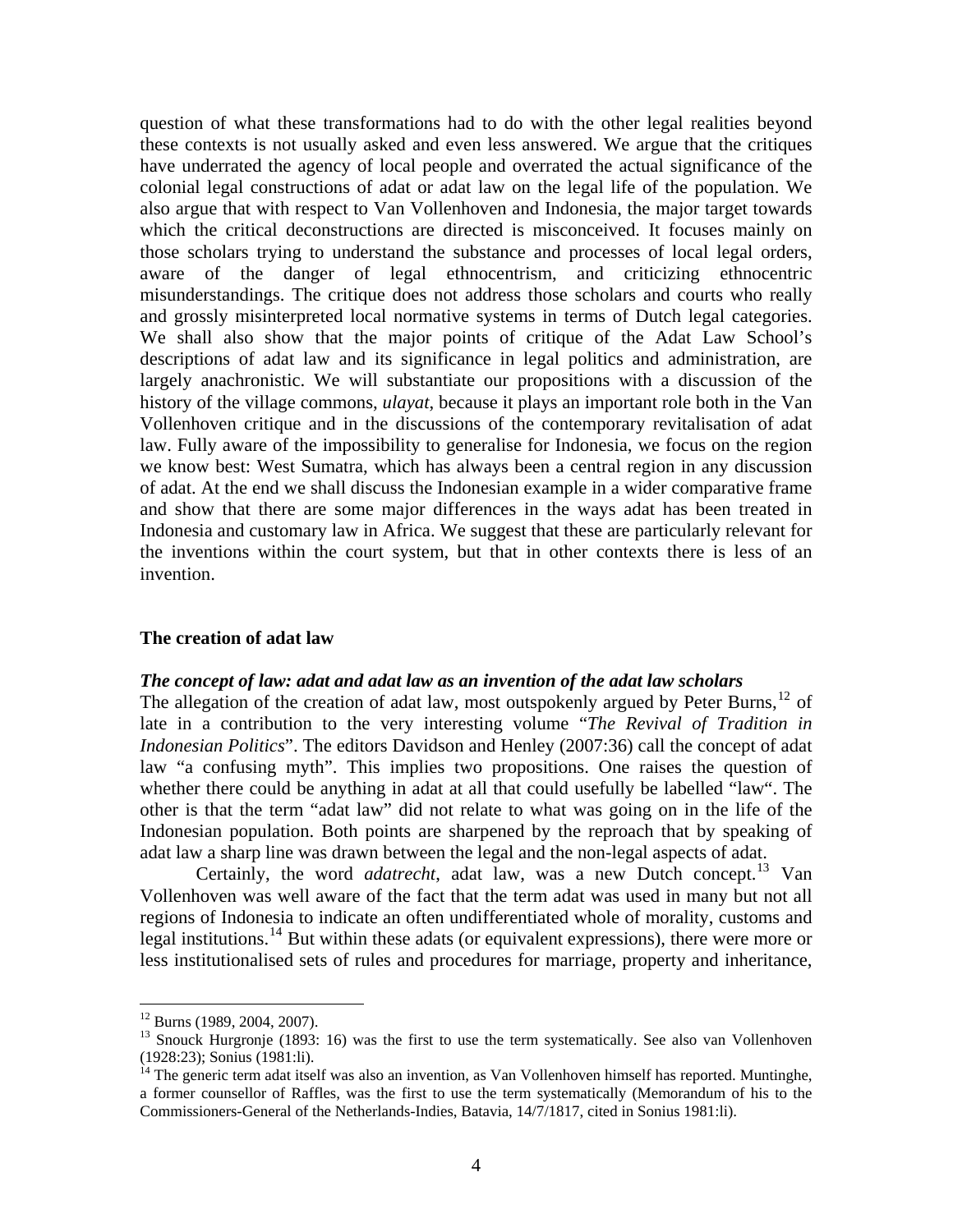question of what these transformations had to do with the other legal realities beyond these contexts is not usually asked and even less answered. We argue that the critiques have underrated the agency of local people and overrated the actual significance of the colonial legal constructions of adat or adat law on the legal life of the population. We also argue that with respect to Van Vollenhoven and Indonesia, the major target towards which the critical deconstructions are directed is misconceived. It focuses mainly on those scholars trying to understand the substance and processes of local legal orders, aware of the danger of legal ethnocentrism, and criticizing ethnocentric misunderstandings. The critique does not address those scholars and courts who really and grossly misinterpreted local normative systems in terms of Dutch legal categories. We shall also show that the major points of critique of the Adat Law School's descriptions of adat law and its significance in legal politics and administration, are largely anachronistic. We will substantiate our propositions with a discussion of the history of the village commons, *ulayat*, because it plays an important role both in the Van Vollenhoven critique and in the discussions of the contemporary revitalisation of adat law. Fully aware of the impossibility to generalise for Indonesia, we focus on the region we know best: West Sumatra, which has always been a central region in any discussion of adat. At the end we shall discuss the Indonesian example in a wider comparative frame and show that there are some major differences in the ways adat has been treated in Indonesia and customary law in Africa. We suggest that these are particularly relevant for the inventions within the court system, but that in other contexts there is less of an invention.

## The creation of adat law

### *The concept of law: adat and adat law as an invention of the adat law scholars*

The allegation of the creation of adat law, most outspokenly argued by Peter Burns,[12] of late in a contribution to the very interesting volume "*The Revival of Tradition in Indonesian Politics*". The editors Davidson and Henley (2007:36) call the concept of adat law "a confusing myth". This implies two propositions. One raises the question of whether there could be anything in adat at all that could usefully be labelled "law". The other is that the term "adat law" did not relate to what was going on in the life of the Indonesian population. Both points are sharpened by the reproach that by speaking of adat law a sharp line was drawn between the legal and the non-legal aspects of adat.

Certainly, the word *adatrecht*, adat law, was a new Dutch concept.[13] Van Vollenhoven was well aware of the fact that the term adat was used in many but not all regions of Indonesia to indicate an often undifferentiated whole of morality, customs and legal institutions.[14] But within these adats (or equivalent expressions), there were more or less institutionalised sets of rules and procedures for marriage, property and inheritance,

---

[12] Burns (1989, 2004, 2007).

[13] Snouck Hurgronje (1893: 16) was the first to use the term systematically. See also van Vollenhoven (1928:23); Sonius (1981:li).

[14] The generic term adat itself was also an invention, as Van Vollenhoven himself has reported. Muntinghe, a former counsellor of Raffles, was the first to use the term systematically (Memorandum of his to the Commissioners-General of the Netherlands-Indies, Batavia, 14/7/1817, cited in Sonius 1981:li).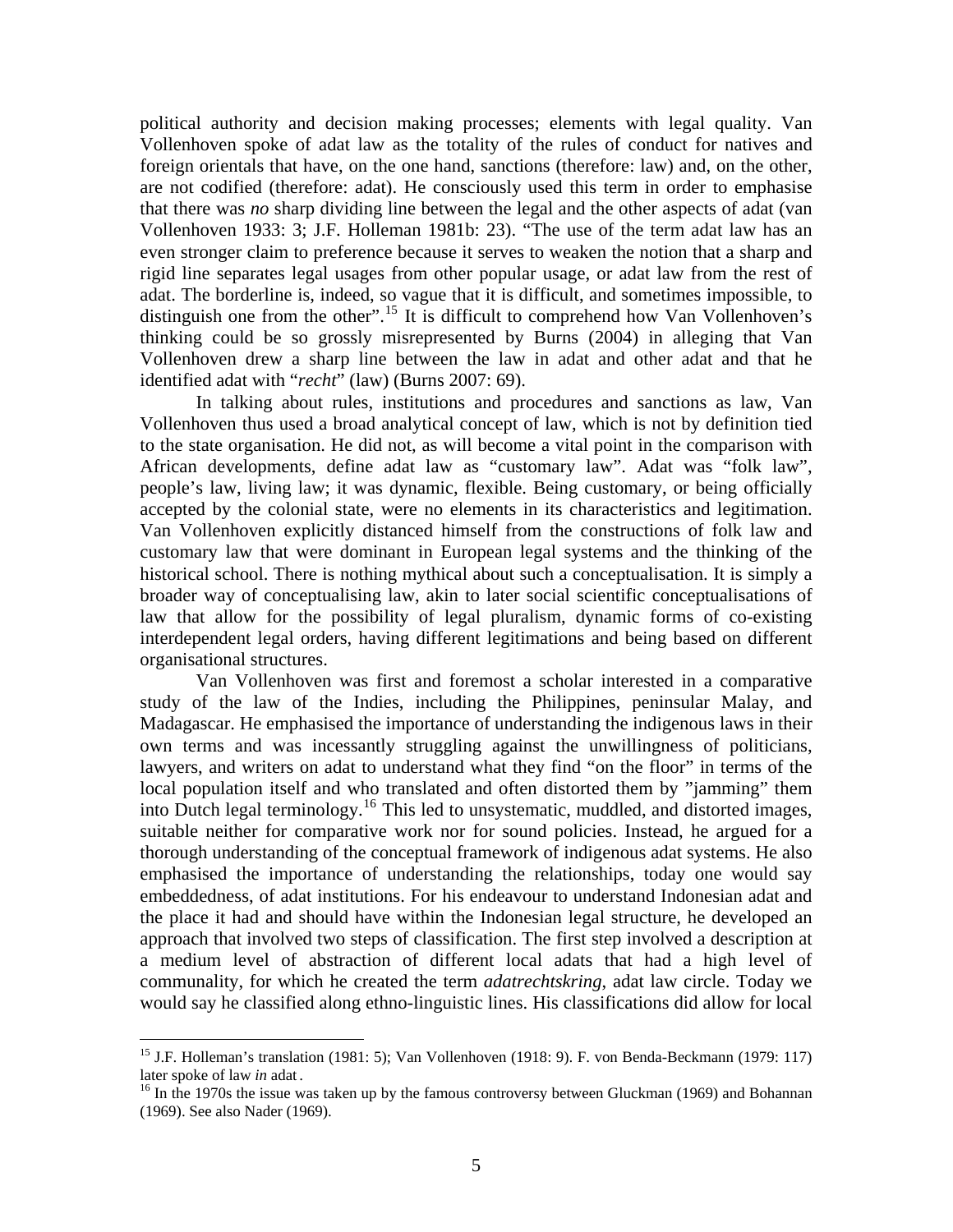political authority and decision making processes; elements with legal quality. Van Vollenhoven spoke of adat law as the totality of the rules of conduct for natives and foreign orientals that have, on the one hand, sanctions (therefore: law) and, on the other, are not codified (therefore: adat). He consciously used this term in order to emphasise that there was *no* sharp dividing line between the legal and the other aspects of adat (van Vollenhoven 1933: 3; J.F. Holleman 1981b: 23). "The use of the term adat law has an even stronger claim to preference because it serves to weaken the notion that a sharp and rigid line separates legal usages from other popular usage, or adat law from the rest of adat. The borderline is, indeed, so vague that it is difficult, and sometimes impossible, to distinguish one from the other".[15] It is difficult to comprehend how Van Vollenhoven's thinking could be so grossly misrepresented by Burns (2004) in alleging that Van Vollenhoven drew a sharp line between the law in adat and other adat and that he identified adat with "*recht*" (law) (Burns 2007: 69).

In talking about rules, institutions and procedures and sanctions as law, Van Vollenhoven thus used a broad analytical concept of law, which is not by definition tied to the state organisation. He did not, as will become a vital point in the comparison with African developments, define adat law as "customary law". Adat was "folk law", people's law, living law; it was dynamic, flexible. Being customary, or being officially accepted by the colonial state, were no elements in its characteristics and legitimation. Van Vollenhoven explicitly distanced himself from the constructions of folk law and customary law that were dominant in European legal systems and the thinking of the historical school. There is nothing mythical about such a conceptualisation. It is simply a broader way of conceptualising law, akin to later social scientific conceptualisations of law that allow for the possibility of legal pluralism, dynamic forms of co-existing interdependent legal orders, having different legitimations and being based on different organisational structures.

Van Vollenhoven was first and foremost a scholar interested in a comparative study of the law of the Indies, including the Philippines, peninsular Malay, and Madagascar. He emphasised the importance of understanding the indigenous laws in their own terms and was incessantly struggling against the unwillingness of politicians, lawyers, and writers on adat to understand what they find "on the floor" in terms of the local population itself and who translated and often distorted them by "jamming" them into Dutch legal terminology.[16] This led to unsystematic, muddled, and distorted images, suitable neither for comparative work nor for sound policies. Instead, he argued for a thorough understanding of the conceptual framework of indigenous adat systems. He also emphasised the importance of understanding the relationships, today one would say embeddedness, of adat institutions. For his endeavour to understand Indonesian adat and the place it had and should have within the Indonesian legal structure, he developed an approach that involved two steps of classification. The first step involved a description at a medium level of abstraction of different local adats that had a high level of communality, for which he created the term *adatrechtskring*, adat law circle. Today we would say he classified along ethno-linguistic lines. His classifications did allow for local

---

[15] J.F. Holleman's translation (1981: 5); Van Vollenhoven (1918: 9). F. von Benda-Beckmann (1979: 117) later spoke of law *in* adat.

[16] In the 1970s the issue was taken up by the famous controversy between Gluckman (1969) and Bohannan (1969). See also Nader (1969).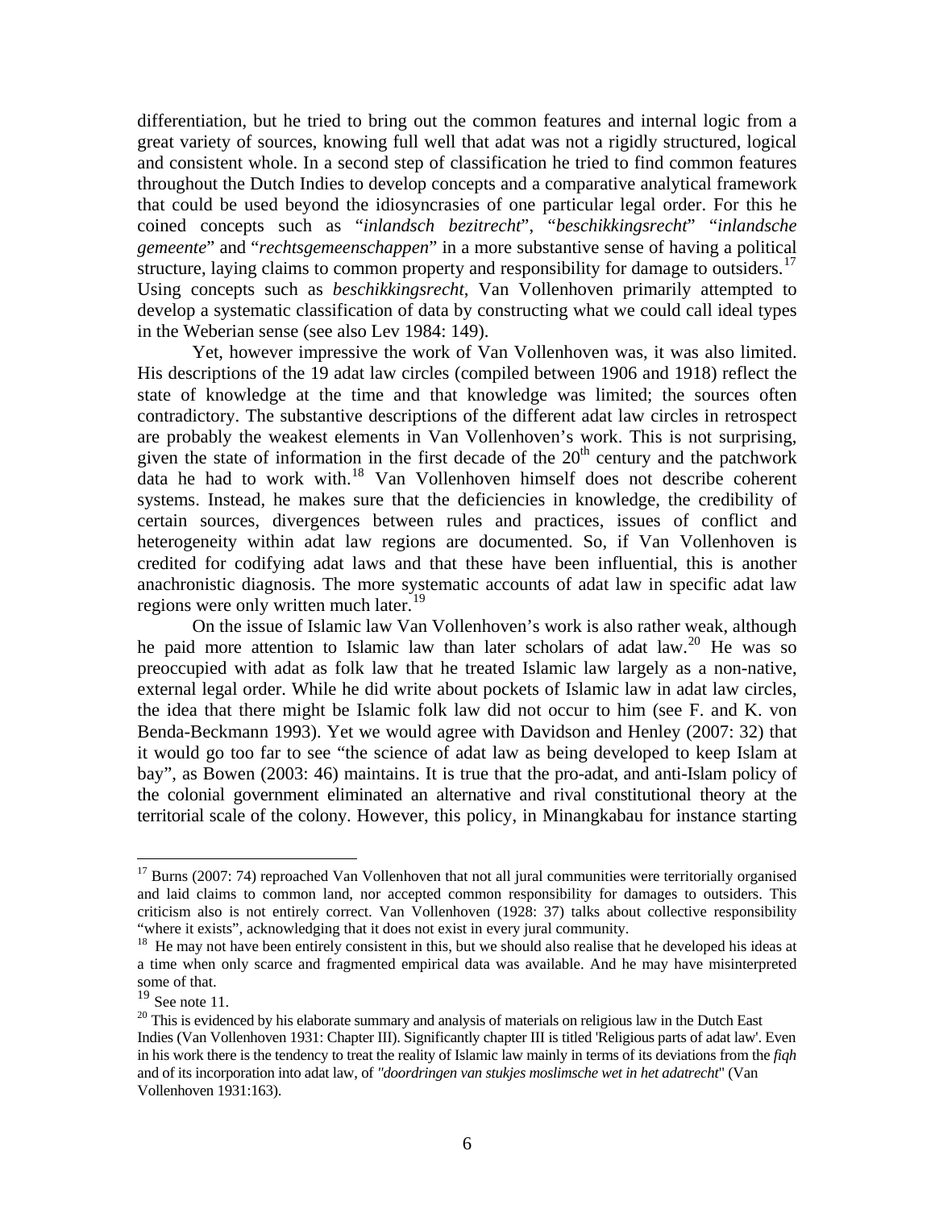differentiation, but he tried to bring out the common features and internal logic from a great variety of sources, knowing full well that adat was not a rigidly structured, logical and consistent whole. In a second step of classification he tried to find common features throughout the Dutch Indies to develop concepts and a comparative analytical framework that could be used beyond the idiosyncrasies of one particular legal order. For this he coined concepts such as "*inlandsch bezitrecht*", "*beschikkingsrecht*" "*inlandsche gemeente*" and "*rechtsgemeenschappen*" in a more substantive sense of having a political structure, laying claims to common property and responsibility for damage to outsiders.[17] Using concepts such as *beschikkingsrecht*, Van Vollenhoven primarily attempted to develop a systematic classification of data by constructing what we could call ideal types in the Weberian sense (see also Lev 1984: 149).

Yet, however impressive the work of Van Vollenhoven was, it was also limited. His descriptions of the 19 adat law circles (compiled between 1906 and 1918) reflect the state of knowledge at the time and that knowledge was limited; the sources often contradictory. The substantive descriptions of the different adat law circles in retrospect are probably the weakest elements in Van Vollenhoven's work. This is not surprising, given the state of information in the first decade of the 20th century and the patchwork data he had to work with.[18] Van Vollenhoven himself does not describe coherent systems. Instead, he makes sure that the deficiencies in knowledge, the credibility of certain sources, divergences between rules and practices, issues of conflict and heterogeneity within adat law regions are documented. So, if Van Vollenhoven is credited for codifying adat laws and that these have been influential, this is another anachronistic diagnosis. The more systematic accounts of adat law in specific adat law regions were only written much later.[19]

On the issue of Islamic law Van Vollenhoven's work is also rather weak, although he paid more attention to Islamic law than later scholars of adat law.[20] He was so preoccupied with adat as folk law that he treated Islamic law largely as a non-native, external legal order. While he did write about pockets of Islamic law in adat law circles, the idea that there might be Islamic folk law did not occur to him (see F. and K. von Benda-Beckmann 1993). Yet we would agree with Davidson and Henley (2007: 32) that it would go too far to see "the science of adat law as being developed to keep Islam at bay", as Bowen (2003: 46) maintains. It is true that the pro-adat, and anti-Islam policy of the colonial government eliminated an alternative and rival constitutional theory at the territorial scale of the colony. However, this policy, in Minangkabau for instance starting

---

[17] Burns (2007: 74) reproached Van Vollenhoven that not all jural communities were territorially organised and laid claims to common land, nor accepted common responsibility for damages to outsiders. This criticism also is not entirely correct. Van Vollenhoven (1928: 37) talks about collective responsibility "where it exists", acknowledging that it does not exist in every jural community.

[18] He may not have been entirely consistent in this, but we should also realise that he developed his ideas at a time when only scarce and fragmented empirical data was available. And he may have misinterpreted some of that.

[19] See note 11.

[20] This is evidenced by his elaborate summary and analysis of materials on religious law in the Dutch East Indies (Van Vollenhoven 1931: Chapter III). Significantly chapter III is titled 'Religious parts of adat law'. Even in his work there is the tendency to treat the reality of Islamic law mainly in terms of its deviations from the *fiqh* and of its incorporation into adat law, of *"doordringen van stukjes moslimsche wet in het adatrecht*" (Van Vollenhoven 1931:163).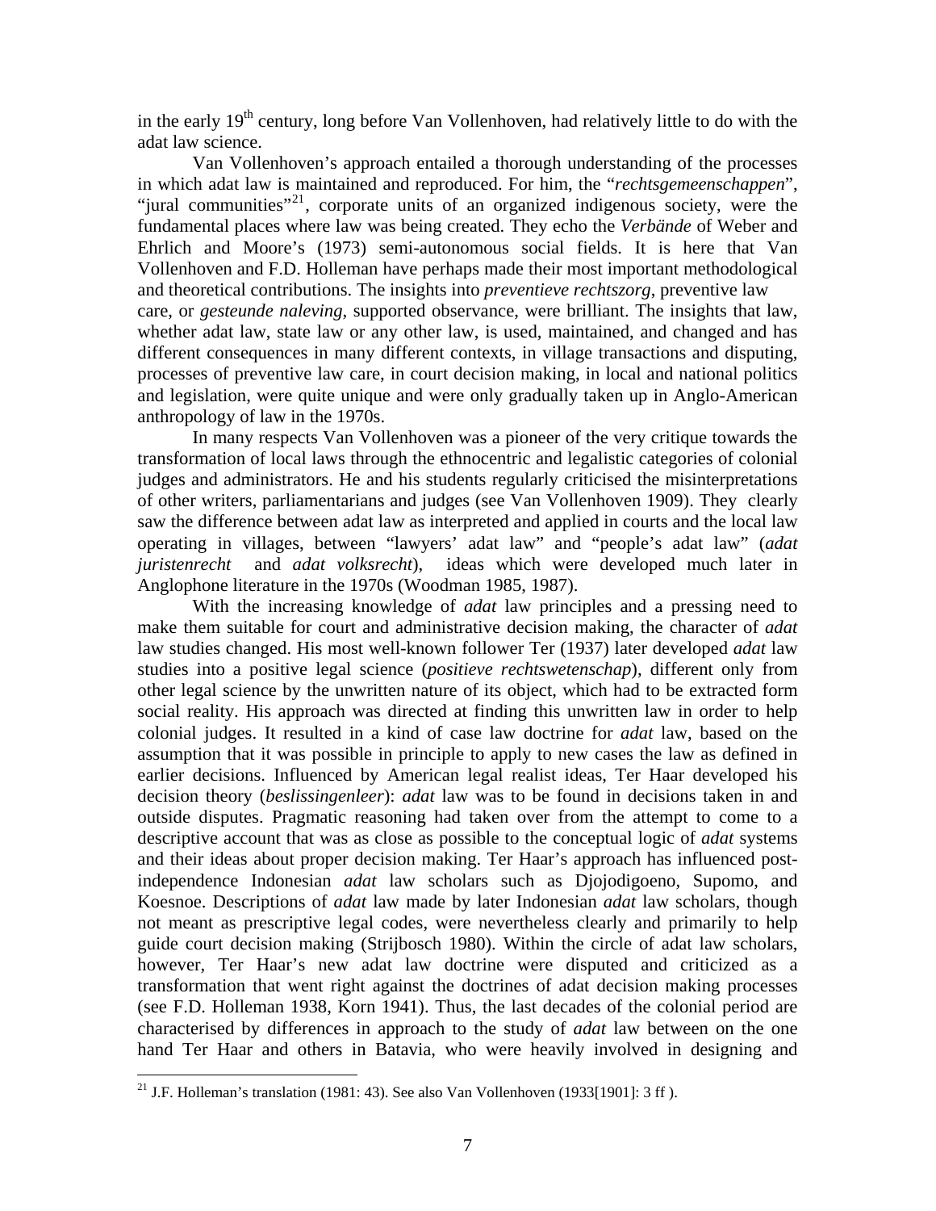in the early 19th century, long before Van Vollenhoven, had relatively little to do with the adat law science.

Van Vollenhoven's approach entailed a thorough understanding of the processes in which adat law is maintained and reproduced. For him, the "*rechtsgemeenschappen*", "jural communities"[21], corporate units of an organized indigenous society, were the fundamental places where law was being created. They echo the *Verbände* of Weber and Ehrlich and Moore's (1973) semi-autonomous social fields. It is here that Van Vollenhoven and F.D. Holleman have perhaps made their most important methodological and theoretical contributions. The insights into *preventieve rechtszorg*, preventive law care, or *gesteunde naleving*, supported observance, were brilliant. The insights that law, whether adat law, state law or any other law, is used, maintained, and changed and has different consequences in many different contexts, in village transactions and disputing, processes of preventive law care, in court decision making, in local and national politics and legislation, were quite unique and were only gradually taken up in Anglo-American anthropology of law in the 1970s.

In many respects Van Vollenhoven was a pioneer of the very critique towards the transformation of local laws through the ethnocentric and legalistic categories of colonial judges and administrators. He and his students regularly criticised the misinterpretations of other writers, parliamentarians and judges (see Van Vollenhoven 1909). They clearly saw the difference between adat law as interpreted and applied in courts and the local law operating in villages, between "lawyers' adat law" and "people's adat law" (*adat juristenrecht* and *adat volksrecht*), ideas which were developed much later in Anglophone literature in the 1970s (Woodman 1985, 1987).

With the increasing knowledge of *adat* law principles and a pressing need to make them suitable for court and administrative decision making, the character of *adat* law studies changed. His most well-known follower Ter (1937) later developed *adat* law studies into a positive legal science (*positieve rechtswetenschap*), different only from other legal science by the unwritten nature of its object, which had to be extracted form social reality. His approach was directed at finding this unwritten law in order to help colonial judges. It resulted in a kind of case law doctrine for *adat* law, based on the assumption that it was possible in principle to apply to new cases the law as defined in earlier decisions. Influenced by American legal realist ideas, Ter Haar developed his decision theory (*beslissingenleer*): *adat* law was to be found in decisions taken in and outside disputes. Pragmatic reasoning had taken over from the attempt to come to a descriptive account that was as close as possible to the conceptual logic of *adat* systems and their ideas about proper decision making. Ter Haar's approach has influenced post-independence Indonesian *adat* law scholars such as Djojodigoeno, Supomo, and Koesnoe. Descriptions of *adat* law made by later Indonesian *adat* law scholars, though not meant as prescriptive legal codes, were nevertheless clearly and primarily to help guide court decision making (Strijbosch 1980). Within the circle of adat law scholars, however, Ter Haar's new adat law doctrine were disputed and criticized as a transformation that went right against the doctrines of adat decision making processes (see F.D. Holleman 1938, Korn 1941). Thus, the last decades of the colonial period are characterised by differences in approach to the study of *adat* law between on the one hand Ter Haar and others in Batavia, who were heavily involved in designing and

[21] J.F. Holleman's translation (1981: 43). See also Van Vollenhoven (1933[1901]: 3 ff ).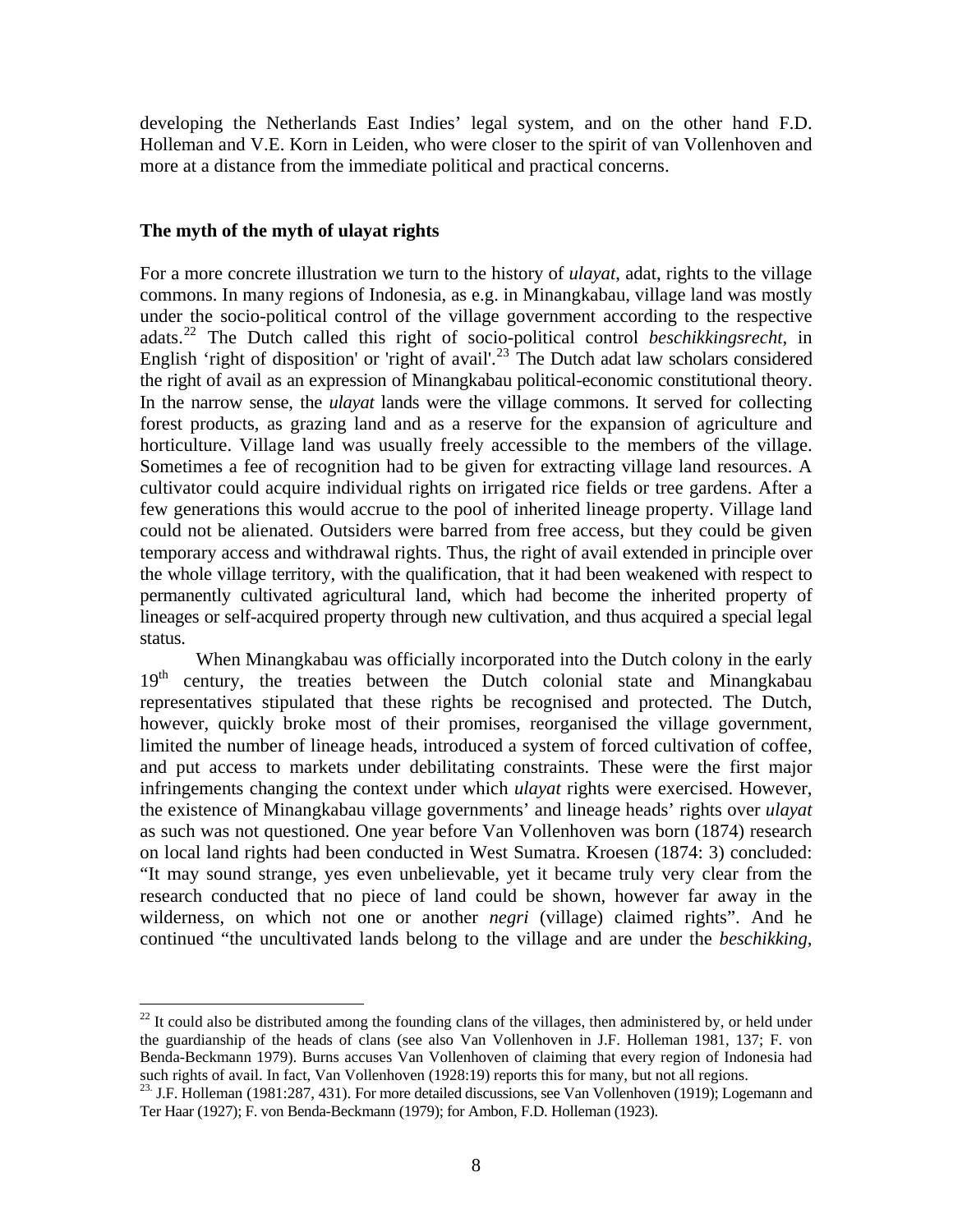developing the Netherlands East Indies' legal system, and on the other hand F.D. Holleman and V.E. Korn in Leiden, who were closer to the spirit of van Vollenhoven and more at a distance from the immediate political and practical concerns.

### The myth of the myth of ulayat rights

For a more concrete illustration we turn to the history of *ulayat*, adat, rights to the village commons. In many regions of Indonesia, as e.g. in Minangkabau, village land was mostly under the socio-political control of the village government according to the respective adats.[22] The Dutch called this right of socio-political control *beschikkingsrecht*, in English 'right of disposition' or 'right of avail'.[23] The Dutch adat law scholars considered the right of avail as an expression of Minangkabau political-economic constitutional theory. In the narrow sense, the *ulayat* lands were the village commons. It served for collecting forest products, as grazing land and as a reserve for the expansion of agriculture and horticulture. Village land was usually freely accessible to the members of the village. Sometimes a fee of recognition had to be given for extracting village land resources. A cultivator could acquire individual rights on irrigated rice fields or tree gardens. After a few generations this would accrue to the pool of inherited lineage property. Village land could not be alienated. Outsiders were barred from free access, but they could be given temporary access and withdrawal rights. Thus, the right of avail extended in principle over the whole village territory, with the qualification, that it had been weakened with respect to permanently cultivated agricultural land, which had become the inherited property of lineages or self-acquired property through new cultivation, and thus acquired a special legal status.

When Minangkabau was officially incorporated into the Dutch colony in the early 19th century, the treaties between the Dutch colonial state and Minangkabau representatives stipulated that these rights be recognised and protected. The Dutch, however, quickly broke most of their promises, reorganised the village government, limited the number of lineage heads, introduced a system of forced cultivation of coffee, and put access to markets under debilitating constraints. These were the first major infringements changing the context under which *ulayat* rights were exercised. However, the existence of Minangkabau village governments' and lineage heads' rights over *ulayat* as such was not questioned. One year before Van Vollenhoven was born (1874) research on local land rights had been conducted in West Sumatra. Kroesen (1874: 3) concluded: "It may sound strange, yes even unbelievable, yet it became truly very clear from the research conducted that no piece of land could be shown, however far away in the wilderness, on which not one or another *negri* (village) claimed rights". And he continued "the uncultivated lands belong to the village and are under the *beschikking*,

---

[22] It could also be distributed among the founding clans of the villages, then administered by, or held under the guardianship of the heads of clans (see also Van Vollenhoven in J.F. Holleman 1981, 137; F. von Benda-Beckmann 1979). Burns accuses Van Vollenhoven of claiming that every region of Indonesia had such rights of avail. In fact, Van Vollenhoven (1928:19) reports this for many, but not all regions.

[23] J.F. Holleman (1981:287, 431). For more detailed discussions, see Van Vollenhoven (1919); Logemann and Ter Haar (1927); F. von Benda-Beckmann (1979); for Ambon, F.D. Holleman (1923).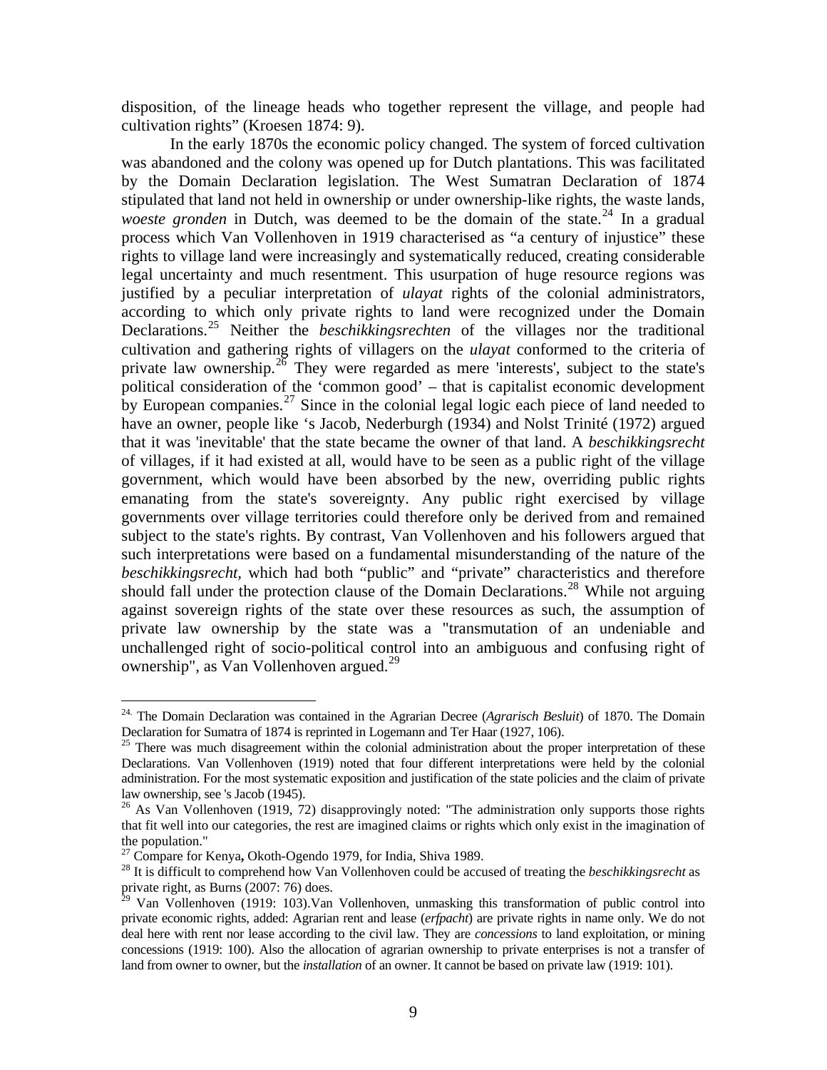disposition, of the lineage heads who together represent the village, and people had cultivation rights" (Kroesen 1874: 9).

In the early 1870s the economic policy changed. The system of forced cultivation was abandoned and the colony was opened up for Dutch plantations. This was facilitated by the Domain Declaration legislation. The West Sumatran Declaration of 1874 stipulated that land not held in ownership or under ownership-like rights, the waste lands, *woeste gronden* in Dutch, was deemed to be the domain of the state.[24] In a gradual process which Van Vollenhoven in 1919 characterised as "a century of injustice" these rights to village land were increasingly and systematically reduced, creating considerable legal uncertainty and much resentment. This usurpation of huge resource regions was justified by a peculiar interpretation of *ulayat* rights of the colonial administrators, according to which only private rights to land were recognized under the Domain Declarations.[25] Neither the *beschikkingsrechten* of the villages nor the traditional cultivation and gathering rights of villagers on the *ulayat* conformed to the criteria of private law ownership.[26] They were regarded as mere 'interests', subject to the state's political consideration of the 'common good' – that is capitalist economic development by European companies.[27] Since in the colonial legal logic each piece of land needed to have an owner, people like 's Jacob, Nederburgh (1934) and Nolst Trinité (1972) argued that it was 'inevitable' that the state became the owner of that land. A *beschikkingsrecht* of villages, if it had existed at all, would have to be seen as a public right of the village government, which would have been absorbed by the new, overriding public rights emanating from the state's sovereignty. Any public right exercised by village governments over village territories could therefore only be derived from and remained subject to the state's rights. By contrast, Van Vollenhoven and his followers argued that such interpretations were based on a fundamental misunderstanding of the nature of the *beschikkingsrecht*, which had both "public" and "private" characteristics and therefore should fall under the protection clause of the Domain Declarations.[28] While not arguing against sovereign rights of the state over these resources as such, the assumption of private law ownership by the state was a "transmutation of an undeniable and unchallenged right of socio-political control into an ambiguous and confusing right of ownership", as Van Vollenhoven argued.[29]

---

[24] The Domain Declaration was contained in the Agrarian Decree (*Agrarisch Besluit*) of 1870. The Domain Declaration for Sumatra of 1874 is reprinted in Logemann and Ter Haar (1927, 106).

[25] There was much disagreement within the colonial administration about the proper interpretation of these Declarations. Van Vollenhoven (1919) noted that four different interpretations were held by the colonial administration. For the most systematic exposition and justification of the state policies and the claim of private law ownership, see 's Jacob (1945).

[26] As Van Vollenhoven (1919, 72) disapprovingly noted: "The administration only supports those rights that fit well into our categories, the rest are imagined claims or rights which only exist in the imagination of the population."

[27] Compare for Kenya**,** Okoth-Ogendo 1979, for India, Shiva 1989.

[28] It is difficult to comprehend how Van Vollenhoven could be accused of treating the *beschikkingsrecht* as private right, as Burns (2007: 76) does.

[29] Van Vollenhoven (1919: 103).Van Vollenhoven, unmasking this transformation of public control into private economic rights, added: Agrarian rent and lease (*erfpacht*) are private rights in name only. We do not deal here with rent nor lease according to the civil law. They are *concessions* to land exploitation, or mining concessions (1919: 100). Also the allocation of agrarian ownership to private enterprises is not a transfer of land from owner to owner, but the *installation* of an owner. It cannot be based on private law (1919: 101).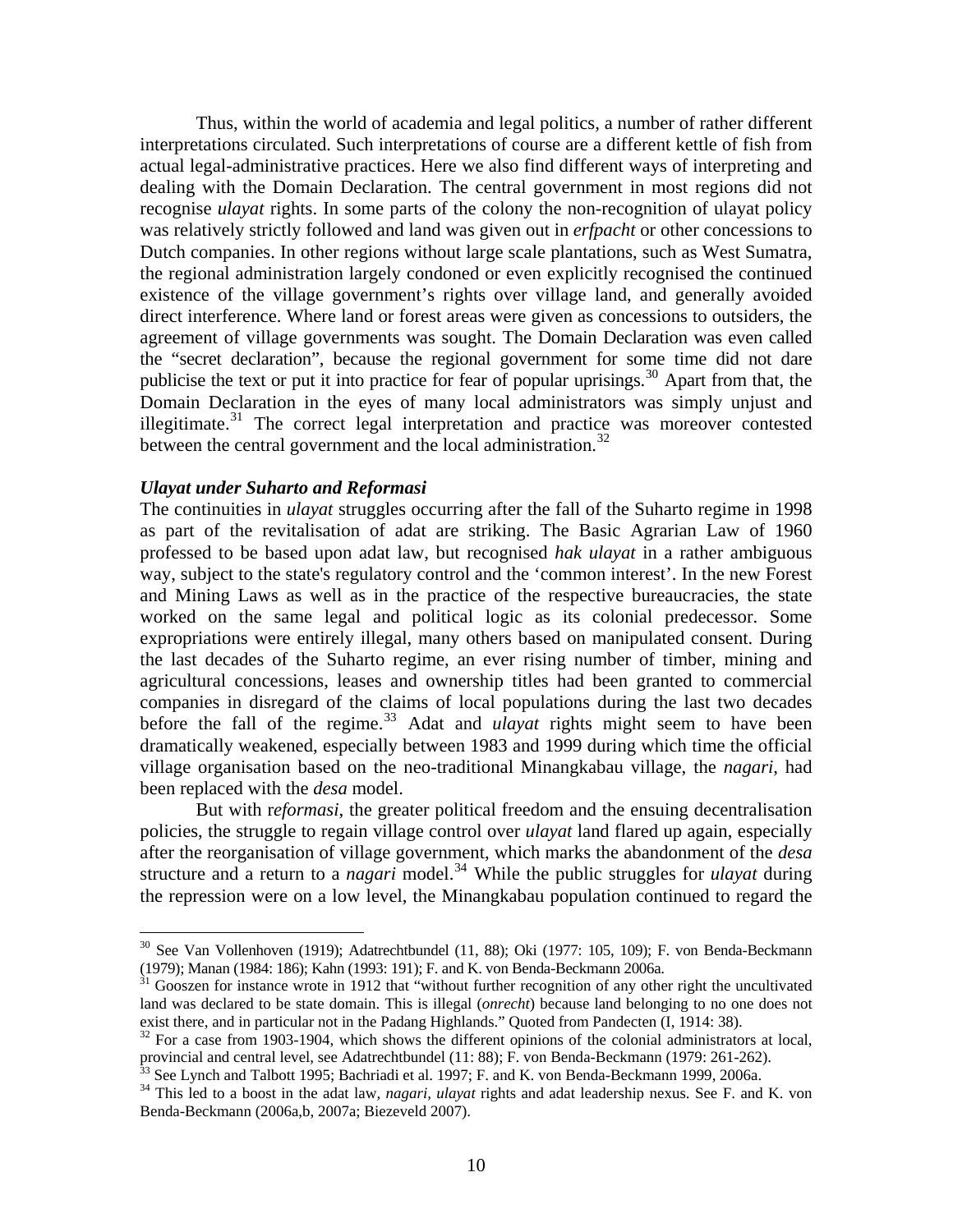Thus, within the world of academia and legal politics, a number of rather different interpretations circulated. Such interpretations of course are a different kettle of fish from actual legal-administrative practices. Here we also find different ways of interpreting and dealing with the Domain Declaration. The central government in most regions did not recognise *ulayat* rights. In some parts of the colony the non-recognition of ulayat policy was relatively strictly followed and land was given out in *erfpacht* or other concessions to Dutch companies. In other regions without large scale plantations, such as West Sumatra, the regional administration largely condoned or even explicitly recognised the continued existence of the village government's rights over village land, and generally avoided direct interference. Where land or forest areas were given as concessions to outsiders, the agreement of village governments was sought. The Domain Declaration was even called the "secret declaration", because the regional government for some time did not dare publicise the text or put it into practice for fear of popular uprisings.[30] Apart from that, the Domain Declaration in the eyes of many local administrators was simply unjust and illegitimate.[31] The correct legal interpretation and practice was moreover contested between the central government and the local administration.[32]

### *Ulayat under Suharto and Reformasi*

The continuities in *ulayat* struggles occurring after the fall of the Suharto regime in 1998 as part of the revitalisation of adat are striking. The Basic Agrarian Law of 1960 professed to be based upon adat law, but recognised *hak ulayat* in a rather ambiguous way, subject to the state's regulatory control and the 'common interest'. In the new Forest and Mining Laws as well as in the practice of the respective bureaucracies, the state worked on the same legal and political logic as its colonial predecessor. Some expropriations were entirely illegal, many others based on manipulated consent. During the last decades of the Suharto regime, an ever rising number of timber, mining and agricultural concessions, leases and ownership titles had been granted to commercial companies in disregard of the claims of local populations during the last two decades before the fall of the regime.[33] Adat and *ulayat* rights might seem to have been dramatically weakened, especially between 1983 and 1999 during which time the official village organisation based on the neo-traditional Minangkabau village, the *nagari*, had been replaced with the *desa* model.

But with r*eformasi*, the greater political freedom and the ensuing decentralisation policies, the struggle to regain village control over *ulayat* land flared up again, especially after the reorganisation of village government, which marks the abandonment of the *desa* structure and a return to a *nagari* model.[34] While the public struggles for *ulayat* during the repression were on a low level, the Minangkabau population continued to regard the

---

[30] See Van Vollenhoven (1919); Adatrechtbundel (11, 88); Oki (1977: 105, 109); F. von Benda-Beckmann (1979); Manan (1984: 186); Kahn (1993: 191); F. and K. von Benda-Beckmann 2006a.

[31] Gooszen for instance wrote in 1912 that "without further recognition of any other right the uncultivated land was declared to be state domain. This is illegal (*onrecht*) because land belonging to no one does not exist there, and in particular not in the Padang Highlands." Quoted from Pandecten (I, 1914: 38).

[32] For a case from 1903-1904, which shows the different opinions of the colonial administrators at local, provincial and central level, see Adatrechtbundel (11: 88); F. von Benda-Beckmann (1979: 261-262).

[33] See Lynch and Talbott 1995; Bachriadi et al. 1997; F. and K. von Benda-Beckmann 1999, 2006a.

[34] This led to a boost in the adat law, *nagari*, *ulayat* rights and adat leadership nexus. See F. and K. von Benda-Beckmann (2006a,b, 2007a; Biezeveld 2007).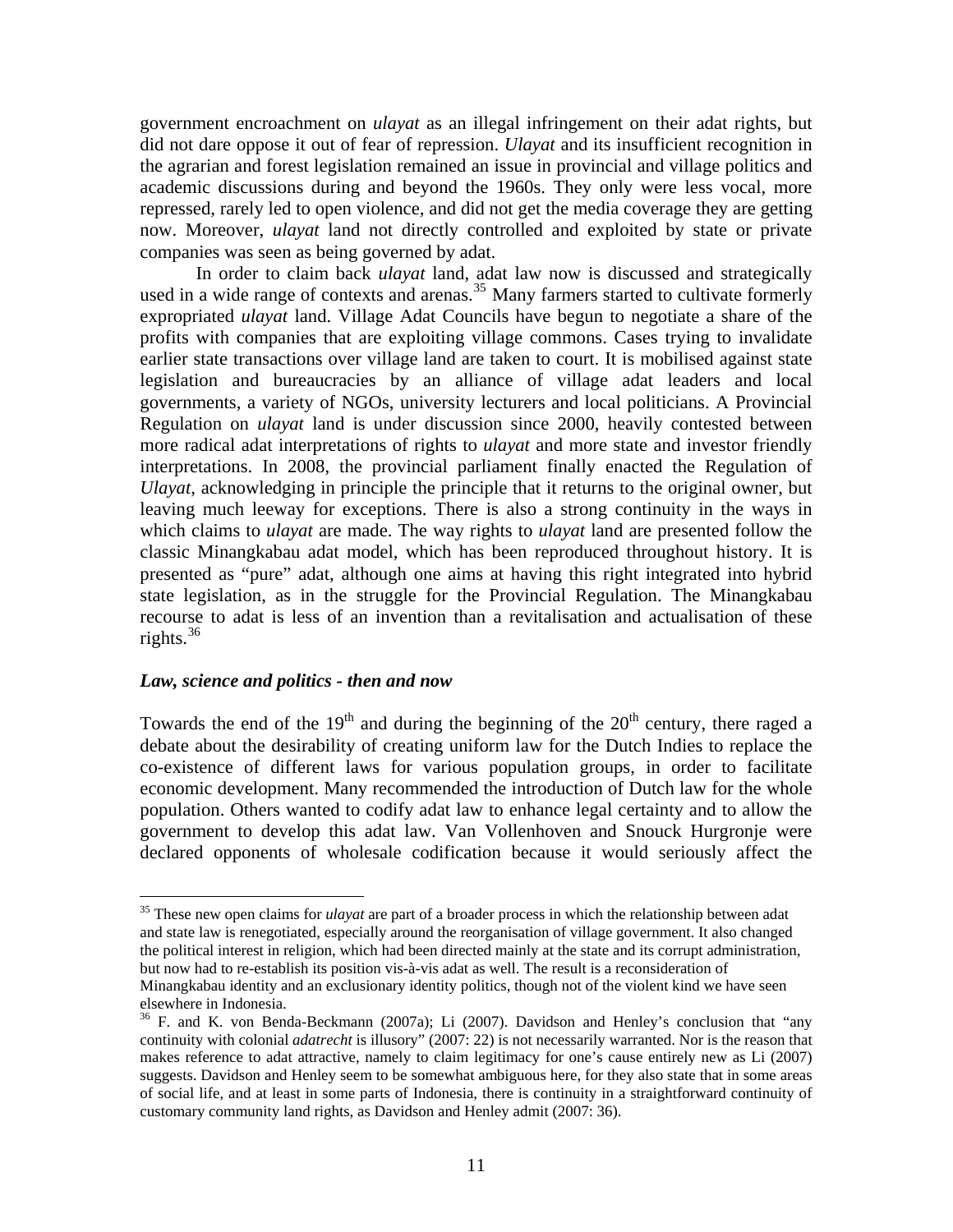government encroachment on *ulayat* as an illegal infringement on their adat rights, but did not dare oppose it out of fear of repression. *Ulayat* and its insufficient recognition in the agrarian and forest legislation remained an issue in provincial and village politics and academic discussions during and beyond the 1960s. They only were less vocal, more repressed, rarely led to open violence, and did not get the media coverage they are getting now. Moreover, *ulayat* land not directly controlled and exploited by state or private companies was seen as being governed by adat.

In order to claim back *ulayat* land, adat law now is discussed and strategically used in a wide range of contexts and arenas.[35] Many farmers started to cultivate formerly expropriated *ulayat* land. Village Adat Councils have begun to negotiate a share of the profits with companies that are exploiting village commons. Cases trying to invalidate earlier state transactions over village land are taken to court. It is mobilised against state legislation and bureaucracies by an alliance of village adat leaders and local governments, a variety of NGOs, university lecturers and local politicians. A Provincial Regulation on *ulayat* land is under discussion since 2000, heavily contested between more radical adat interpretations of rights to *ulayat* and more state and investor friendly interpretations. In 2008, the provincial parliament finally enacted the Regulation of *Ulayat*, acknowledging in principle the principle that it returns to the original owner, but leaving much leeway for exceptions. There is also a strong continuity in the ways in which claims to *ulayat* are made. The way rights to *ulayat* land are presented follow the classic Minangkabau adat model, which has been reproduced throughout history. It is presented as "pure" adat, although one aims at having this right integrated into hybrid state legislation, as in the struggle for the Provincial Regulation. The Minangkabau recourse to adat is less of an invention than a revitalisation and actualisation of these rights.[36]

### *Law, science and politics - then and now*

Towards the end of the 19th and during the beginning of the 20th century, there raged a debate about the desirability of creating uniform law for the Dutch Indies to replace the co-existence of different laws for various population groups, in order to facilitate economic development. Many recommended the introduction of Dutch law for the whole population. Others wanted to codify adat law to enhance legal certainty and to allow the government to develop this adat law. Van Vollenhoven and Snouck Hurgronje were declared opponents of wholesale codification because it would seriously affect the

---

[35] These new open claims for *ulayat* are part of a broader process in which the relationship between adat and state law is renegotiated, especially around the reorganisation of village government. It also changed the political interest in religion, which had been directed mainly at the state and its corrupt administration, but now had to re-establish its position vis-à-vis adat as well. The result is a reconsideration of Minangkabau identity and an exclusionary identity politics, though not of the violent kind we have seen elsewhere in Indonesia.

[36] F. and K. von Benda-Beckmann (2007a); Li (2007). Davidson and Henley's conclusion that "any continuity with colonial *adatrecht* is illusory" (2007: 22) is not necessarily warranted. Nor is the reason that makes reference to adat attractive, namely to claim legitimacy for one's cause entirely new as Li (2007) suggests. Davidson and Henley seem to be somewhat ambiguous here, for they also state that in some areas of social life, and at least in some parts of Indonesia, there is continuity in a straightforward continuity of customary community land rights, as Davidson and Henley admit (2007: 36).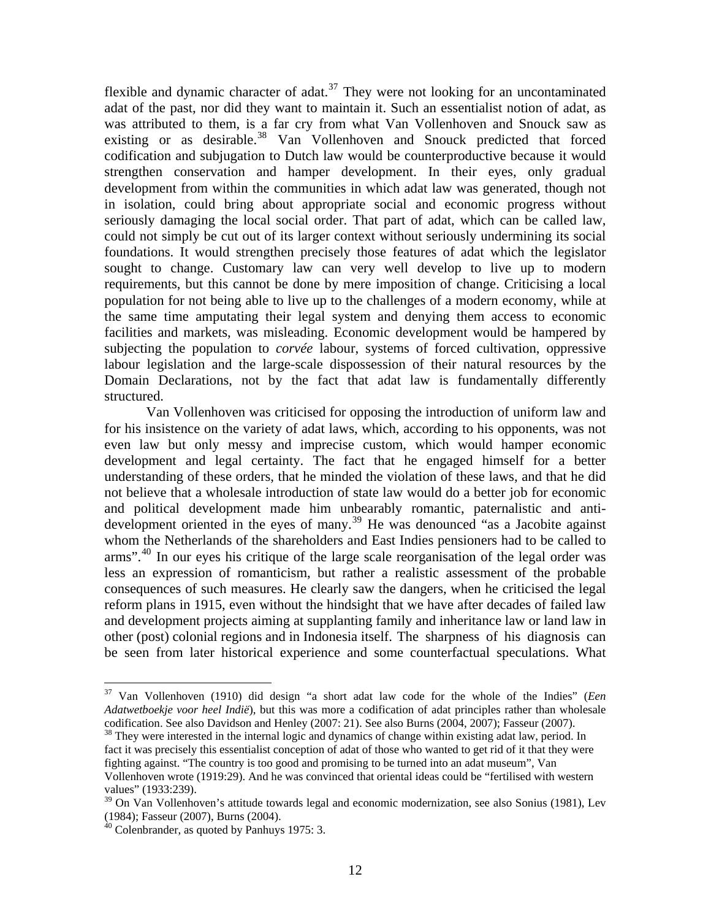flexible and dynamic character of adat.[37] They were not looking for an uncontaminated adat of the past, nor did they want to maintain it. Such an essentialist notion of adat, as was attributed to them, is a far cry from what Van Vollenhoven and Snouck saw as existing or as desirable.[38] Van Vollenhoven and Snouck predicted that forced codification and subjugation to Dutch law would be counterproductive because it would strengthen conservation and hamper development. In their eyes, only gradual development from within the communities in which adat law was generated, though not in isolation, could bring about appropriate social and economic progress without seriously damaging the local social order. That part of adat, which can be called law, could not simply be cut out of its larger context without seriously undermining its social foundations. It would strengthen precisely those features of adat which the legislator sought to change. Customary law can very well develop to live up to modern requirements, but this cannot be done by mere imposition of change. Criticising a local population for not being able to live up to the challenges of a modern economy, while at the same time amputating their legal system and denying them access to economic facilities and markets, was misleading. Economic development would be hampered by subjecting the population to *corvée* labour, systems of forced cultivation, oppressive labour legislation and the large-scale dispossession of their natural resources by the Domain Declarations, not by the fact that adat law is fundamentally differently structured.

Van Vollenhoven was criticised for opposing the introduction of uniform law and for his insistence on the variety of adat laws, which, according to his opponents, was not even law but only messy and imprecise custom, which would hamper economic development and legal certainty. The fact that he engaged himself for a better understanding of these orders, that he minded the violation of these laws, and that he did not believe that a wholesale introduction of state law would do a better job for economic and political development made him unbearably romantic, paternalistic and anti-development oriented in the eyes of many.[39] He was denounced "as a Jacobite against whom the Netherlands of the shareholders and East Indies pensioners had to be called to arms".[40] In our eyes his critique of the large scale reorganisation of the legal order was less an expression of romanticism, but rather a realistic assessment of the probable consequences of such measures. He clearly saw the dangers, when he criticised the legal reform plans in 1915, even without the hindsight that we have after decades of failed law and development projects aiming at supplanting family and inheritance law or land law in other (post) colonial regions and in Indonesia itself. The sharpness of his diagnosis can be seen from later historical experience and some counterfactual speculations. What

---

[37] Van Vollenhoven (1910) did design "a short adat law code for the whole of the Indies" (*Een Adatwetboekje voor heel Indië*), but this was more a codification of adat principles rather than wholesale codification. See also Davidson and Henley (2007: 21). See also Burns (2004, 2007); Fasseur (2007).

[38] They were interested in the internal logic and dynamics of change within existing adat law, period. In fact it was precisely this essentialist conception of adat of those who wanted to get rid of it that they were fighting against. "The country is too good and promising to be turned into an adat museum", Van Vollenhoven wrote (1919:29). And he was convinced that oriental ideas could be "fertilised with western values" (1933:239).

[39] On Van Vollenhoven's attitude towards legal and economic modernization, see also Sonius (1981), Lev (1984); Fasseur (2007), Burns (2004).

[40] Colenbrander, as quoted by Panhuys 1975: 3.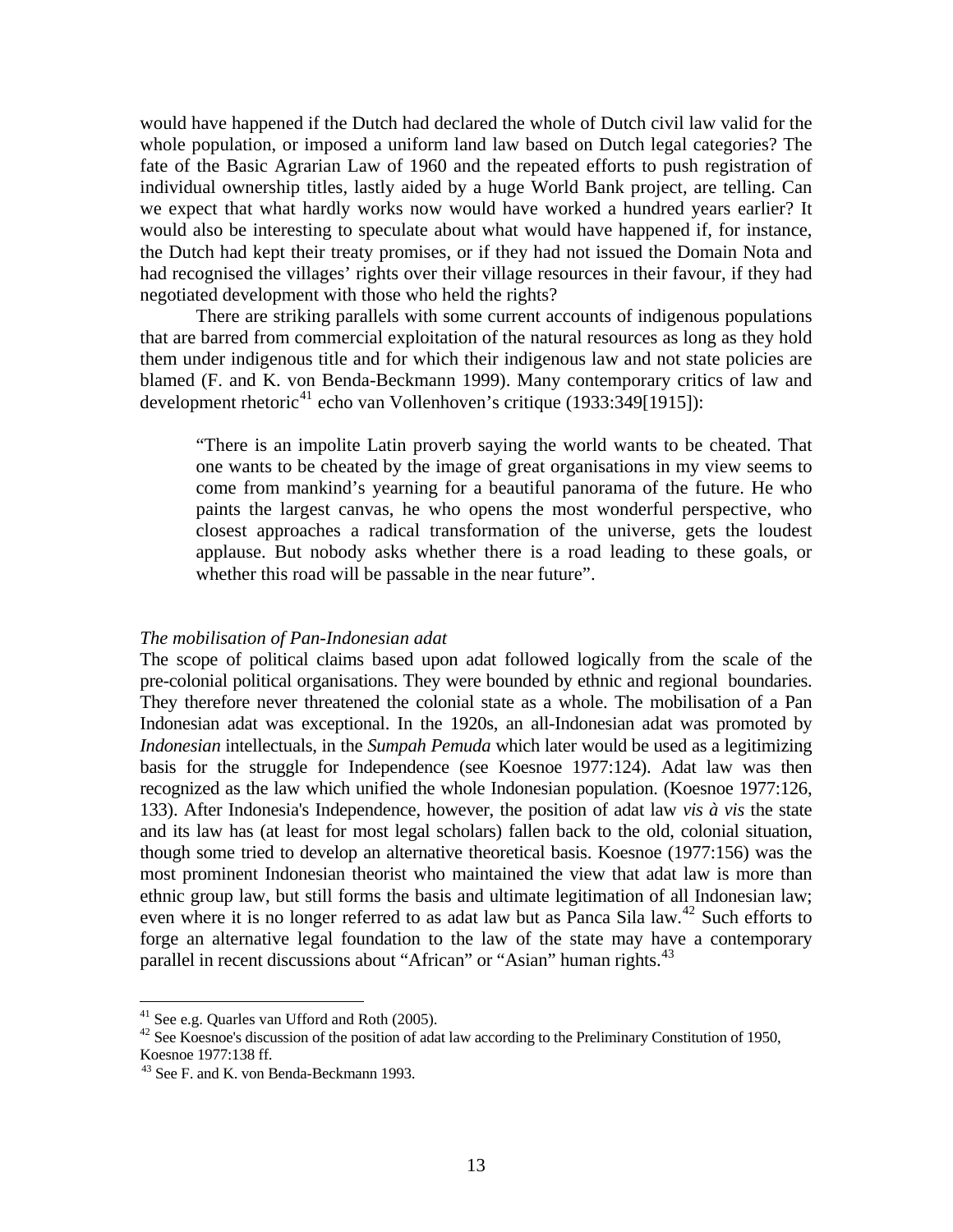would have happened if the Dutch had declared the whole of Dutch civil law valid for the whole population, or imposed a uniform land law based on Dutch legal categories? The fate of the Basic Agrarian Law of 1960 and the repeated efforts to push registration of individual ownership titles, lastly aided by a huge World Bank project, are telling. Can we expect that what hardly works now would have worked a hundred years earlier? It would also be interesting to speculate about what would have happened if, for instance, the Dutch had kept their treaty promises, or if they had not issued the Domain Nota and had recognised the villages' rights over their village resources in their favour, if they had negotiated development with those who held the rights?

There are striking parallels with some current accounts of indigenous populations that are barred from commercial exploitation of the natural resources as long as they hold them under indigenous title and for which their indigenous law and not state policies are blamed (F. and K. von Benda-Beckmann 1999). Many contemporary critics of law and development rhetoric[41] echo van Vollenhoven's critique (1933:349[1915]):

> "There is an impolite Latin proverb saying the world wants to be cheated. That one wants to be cheated by the image of great organisations in my view seems to come from mankind's yearning for a beautiful panorama of the future. He who paints the largest canvas, he who opens the most wonderful perspective, who closest approaches a radical transformation of the universe, gets the loudest applause. But nobody asks whether there is a road leading to these goals, or whether this road will be passable in the near future".

*The mobilisation of Pan-Indonesian adat*

The scope of political claims based upon adat followed logically from the scale of the pre-colonial political organisations. They were bounded by ethnic and regional boundaries. They therefore never threatened the colonial state as a whole. The mobilisation of a Pan Indonesian adat was exceptional. In the 1920s, an all-Indonesian adat was promoted by *Indonesian* intellectuals, in the *Sumpah Pemuda* which later would be used as a legitimizing basis for the struggle for Independence (see Koesnoe 1977:124). Adat law was then recognized as the law which unified the whole Indonesian population. (Koesnoe 1977:126, 133). After Indonesia's Independence, however, the position of adat law *vis à vis* the state and its law has (at least for most legal scholars) fallen back to the old, colonial situation, though some tried to develop an alternative theoretical basis. Koesnoe (1977:156) was the most prominent Indonesian theorist who maintained the view that adat law is more than ethnic group law, but still forms the basis and ultimate legitimation of all Indonesian law; even where it is no longer referred to as adat law but as Panca Sila law.[42] Such efforts to forge an alternative legal foundation to the law of the state may have a contemporary parallel in recent discussions about "African" or "Asian" human rights.[43]

---

[41] See e.g. Quarles van Ufford and Roth (2005).

[42] See Koesnoe's discussion of the position of adat law according to the Preliminary Constitution of 1950, Koesnoe 1977:138 ff.

[43] See F. and K. von Benda-Beckmann 1993.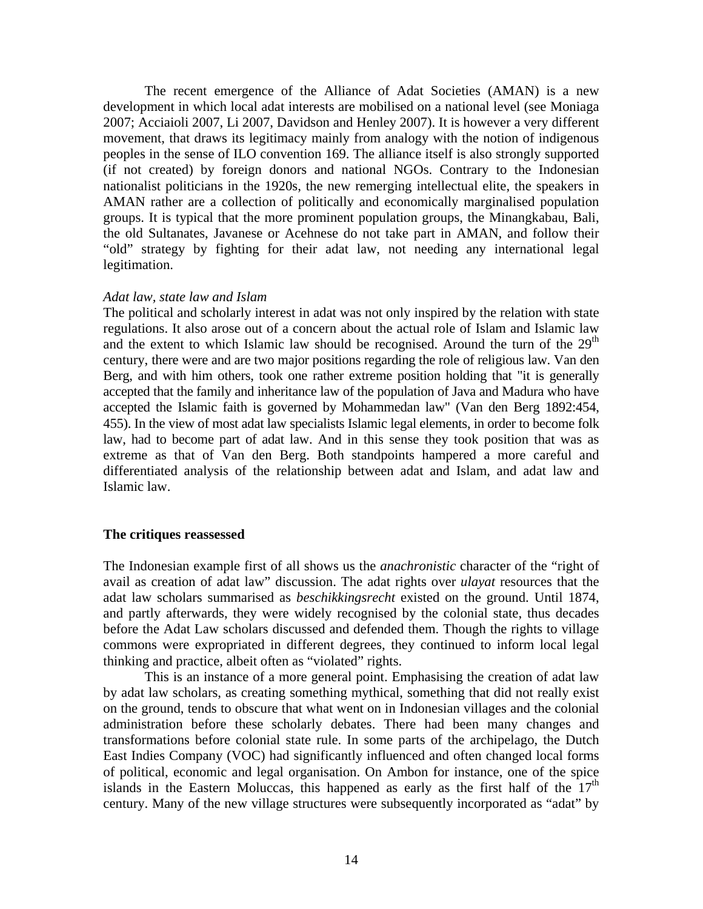The recent emergence of the Alliance of Adat Societies (AMAN) is a new development in which local adat interests are mobilised on a national level (see Moniaga 2007; Acciaioli 2007, Li 2007, Davidson and Henley 2007). It is however a very different movement, that draws its legitimacy mainly from analogy with the notion of indigenous peoples in the sense of ILO convention 169. The alliance itself is also strongly supported (if not created) by foreign donors and national NGOs. Contrary to the Indonesian nationalist politicians in the 1920s, the new remerging intellectual elite, the speakers in AMAN rather are a collection of politically and economically marginalised population groups. It is typical that the more prominent population groups, the Minangkabau, Bali, the old Sultanates, Javanese or Acehnese do not take part in AMAN, and follow their "old" strategy by fighting for their adat law, not needing any international legal legitimation.

*Adat law, state law and Islam*

The political and scholarly interest in adat was not only inspired by the relation with state regulations. It also arose out of a concern about the actual role of Islam and Islamic law and the extent to which Islamic law should be recognised. Around the turn of the 29th century, there were and are two major positions regarding the role of religious law. Van den Berg, and with him others, took one rather extreme position holding that "it is generally accepted that the family and inheritance law of the population of Java and Madura who have accepted the Islamic faith is governed by Mohammedan law" (Van den Berg 1892:454, 455). In the view of most adat law specialists Islamic legal elements, in order to become folk law, had to become part of adat law. And in this sense they took position that was as extreme as that of Van den Berg. Both standpoints hampered a more careful and differentiated analysis of the relationship between adat and Islam, and adat law and Islamic law.

## The critiques reassessed

The Indonesian example first of all shows us the *anachronistic* character of the "right of avail as creation of adat law" discussion. The adat rights over *ulayat* resources that the adat law scholars summarised as *beschikkingsrecht* existed on the ground. Until 1874, and partly afterwards, they were widely recognised by the colonial state, thus decades before the Adat Law scholars discussed and defended them. Though the rights to village commons were expropriated in different degrees, they continued to inform local legal thinking and practice, albeit often as "violated" rights.

This is an instance of a more general point. Emphasising the creation of adat law by adat law scholars, as creating something mythical, something that did not really exist on the ground, tends to obscure that what went on in Indonesian villages and the colonial administration before these scholarly debates. There had been many changes and transformations before colonial state rule. In some parts of the archipelago, the Dutch East Indies Company (VOC) had significantly influenced and often changed local forms of political, economic and legal organisation. On Ambon for instance, one of the spice islands in the Eastern Moluccas, this happened as early as the first half of the 17th century. Many of the new village structures were subsequently incorporated as "adat" by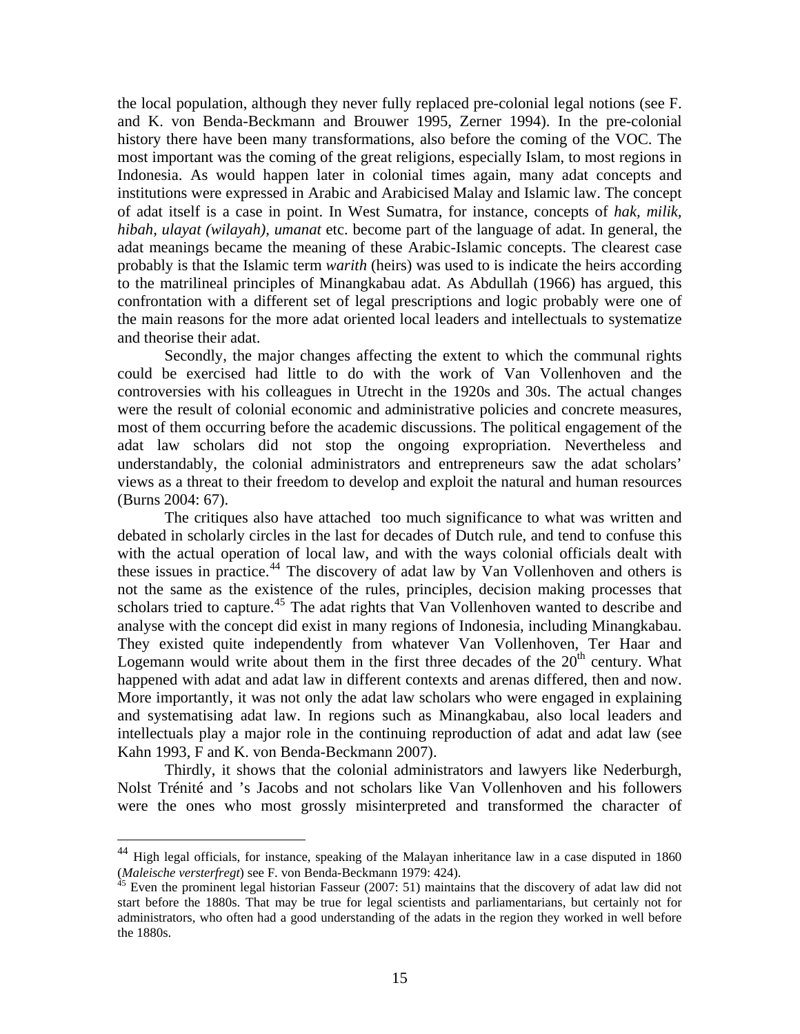the local population, although they never fully replaced pre-colonial legal notions (see F. and K. von Benda-Beckmann and Brouwer 1995, Zerner 1994). In the pre-colonial history there have been many transformations, also before the coming of the VOC. The most important was the coming of the great religions, especially Islam, to most regions in Indonesia. As would happen later in colonial times again, many adat concepts and institutions were expressed in Arabic and Arabicised Malay and Islamic law. The concept of adat itself is a case in point. In West Sumatra, for instance, concepts of *hak, milik, hibah, ulayat (wilayah), umanat* etc. become part of the language of adat. In general, the adat meanings became the meaning of these Arabic-Islamic concepts. The clearest case probably is that the Islamic term *warith* (heirs) was used to is indicate the heirs according to the matrilineal principles of Minangkabau adat. As Abdullah (1966) has argued, this confrontation with a different set of legal prescriptions and logic probably were one of the main reasons for the more adat oriented local leaders and intellectuals to systematize and theorise their adat.

Secondly, the major changes affecting the extent to which the communal rights could be exercised had little to do with the work of Van Vollenhoven and the controversies with his colleagues in Utrecht in the 1920s and 30s. The actual changes were the result of colonial economic and administrative policies and concrete measures, most of them occurring before the academic discussions. The political engagement of the adat law scholars did not stop the ongoing expropriation. Nevertheless and understandably, the colonial administrators and entrepreneurs saw the adat scholars' views as a threat to their freedom to develop and exploit the natural and human resources (Burns 2004: 67).

The critiques also have attached too much significance to what was written and debated in scholarly circles in the last for decades of Dutch rule, and tend to confuse this with the actual operation of local law, and with the ways colonial officials dealt with these issues in practice.[44] The discovery of adat law by Van Vollenhoven and others is not the same as the existence of the rules, principles, decision making processes that scholars tried to capture.[45] The adat rights that Van Vollenhoven wanted to describe and analyse with the concept did exist in many regions of Indonesia, including Minangkabau. They existed quite independently from whatever Van Vollenhoven, Ter Haar and Logemann would write about them in the first three decades of the 20th century. What happened with adat and adat law in different contexts and arenas differed, then and now. More importantly, it was not only the adat law scholars who were engaged in explaining and systematising adat law. In regions such as Minangkabau, also local leaders and intellectuals play a major role in the continuing reproduction of adat and adat law (see Kahn 1993, F and K. von Benda-Beckmann 2007).

Thirdly, it shows that the colonial administrators and lawyers like Nederburgh, Nolst Trénité and 's Jacobs and not scholars like Van Vollenhoven and his followers were the ones who most grossly misinterpreted and transformed the character of

---

[44] High legal officials, for instance, speaking of the Malayan inheritance law in a case disputed in 1860 (*Maleische versterfregt*) see F. von Benda-Beckmann 1979: 424).

[45] Even the prominent legal historian Fasseur (2007: 51) maintains that the discovery of adat law did not start before the 1880s. That may be true for legal scientists and parliamentarians, but certainly not for administrators, who often had a good understanding of the adats in the region they worked in well before the 1880s.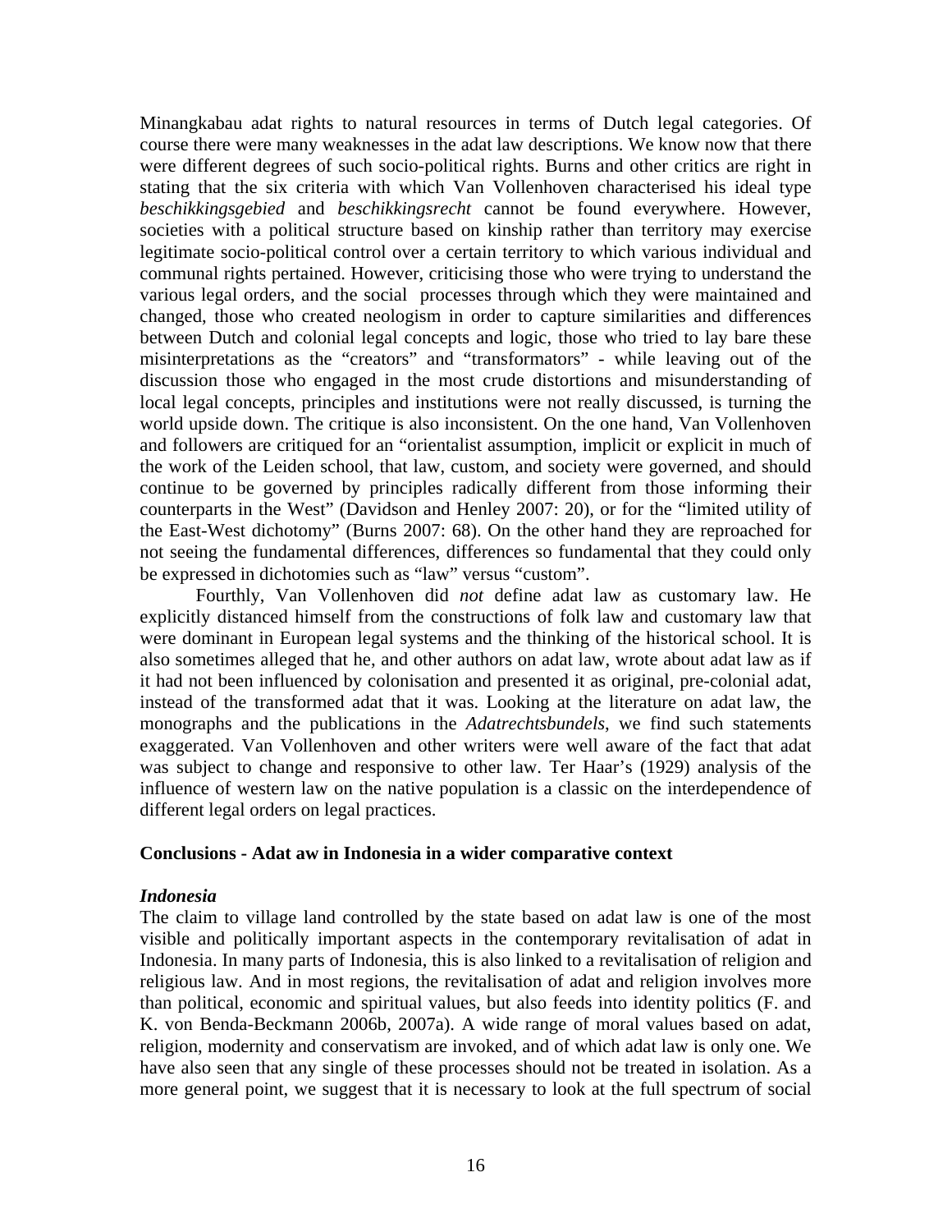Minangkabau adat rights to natural resources in terms of Dutch legal categories. Of course there were many weaknesses in the adat law descriptions. We know now that there were different degrees of such socio-political rights. Burns and other critics are right in stating that the six criteria with which Van Vollenhoven characterised his ideal type *beschikkingsgebied* and *beschikkingsrecht* cannot be found everywhere. However, societies with a political structure based on kinship rather than territory may exercise legitimate socio-political control over a certain territory to which various individual and communal rights pertained. However, criticising those who were trying to understand the various legal orders, and the social processes through which they were maintained and changed, those who created neologism in order to capture similarities and differences between Dutch and colonial legal concepts and logic, those who tried to lay bare these misinterpretations as the "creators" and "transformators" - while leaving out of the discussion those who engaged in the most crude distortions and misunderstanding of local legal concepts, principles and institutions were not really discussed, is turning the world upside down. The critique is also inconsistent. On the one hand, Van Vollenhoven and followers are critiqued for an "orientalist assumption, implicit or explicit in much of the work of the Leiden school, that law, custom, and society were governed, and should continue to be governed by principles radically different from those informing their counterparts in the West" (Davidson and Henley 2007: 20), or for the "limited utility of the East-West dichotomy" (Burns 2007: 68). On the other hand they are reproached for not seeing the fundamental differences, differences so fundamental that they could only be expressed in dichotomies such as "law" versus "custom".

Fourthly, Van Vollenhoven did *not* define adat law as customary law. He explicitly distanced himself from the constructions of folk law and customary law that were dominant in European legal systems and the thinking of the historical school. It is also sometimes alleged that he, and other authors on adat law, wrote about adat law as if it had not been influenced by colonisation and presented it as original, pre-colonial adat, instead of the transformed adat that it was. Looking at the literature on adat law, the monographs and the publications in the *Adatrechtsbundels*, we find such statements exaggerated. Van Vollenhoven and other writers were well aware of the fact that adat was subject to change and responsive to other law. Ter Haar's (1929) analysis of the influence of western law on the native population is a classic on the interdependence of different legal orders on legal practices.

**Conclusions - Adat aw in Indonesia in a wider comparative context**

***Indonesia***

The claim to village land controlled by the state based on adat law is one of the most visible and politically important aspects in the contemporary revitalisation of adat in Indonesia. In many parts of Indonesia, this is also linked to a revitalisation of religion and religious law. And in most regions, the revitalisation of adat and religion involves more than political, economic and spiritual values, but also feeds into identity politics (F. and K. von Benda-Beckmann 2006b, 2007a). A wide range of moral values based on adat, religion, modernity and conservatism are invoked, and of which adat law is only one. We have also seen that any single of these processes should not be treated in isolation. As a more general point, we suggest that it is necessary to look at the full spectrum of social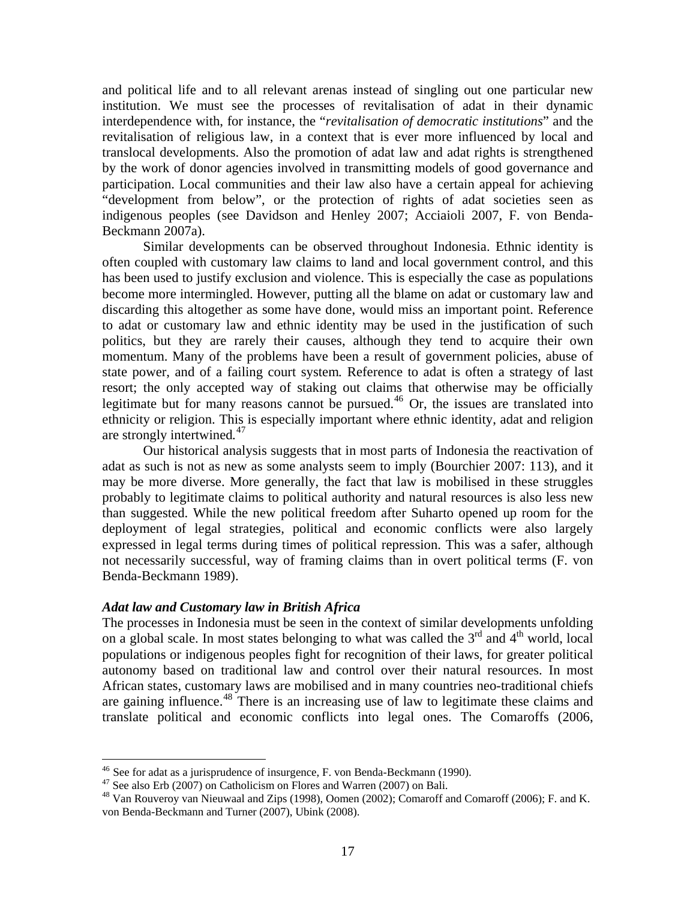and political life and to all relevant arenas instead of singling out one particular new institution. We must see the processes of revitalisation of adat in their dynamic interdependence with, for instance, the "*revitalisation of democratic institutions*" and the revitalisation of religious law, in a context that is ever more influenced by local and translocal developments. Also the promotion of adat law and adat rights is strengthened by the work of donor agencies involved in transmitting models of good governance and participation. Local communities and their law also have a certain appeal for achieving "development from below", or the protection of rights of adat societies seen as indigenous peoples (see Davidson and Henley 2007; Acciaioli 2007, F. von Benda-Beckmann 2007a).

Similar developments can be observed throughout Indonesia. Ethnic identity is often coupled with customary law claims to land and local government control, and this has been used to justify exclusion and violence. This is especially the case as populations become more intermingled. However, putting all the blame on adat or customary law and discarding this altogether as some have done, would miss an important point. Reference to adat or customary law and ethnic identity may be used in the justification of such politics, but they are rarely their causes, although they tend to acquire their own momentum. Many of the problems have been a result of government policies, abuse of state power, and of a failing court system*.* Reference to adat is often a strategy of last resort; the only accepted way of staking out claims that otherwise may be officially legitimate but for many reasons cannot be pursued.[46] Or, the issues are translated into ethnicity or religion. This is especially important where ethnic identity, adat and religion are strongly intertwined*.*[47]

Our historical analysis suggests that in most parts of Indonesia the reactivation of adat as such is not as new as some analysts seem to imply (Bourchier 2007: 113), and it may be more diverse. More generally, the fact that law is mobilised in these struggles probably to legitimate claims to political authority and natural resources is also less new than suggested. While the new political freedom after Suharto opened up room for the deployment of legal strategies, political and economic conflicts were also largely expressed in legal terms during times of political repression. This was a safer, although not necessarily successful, way of framing claims than in overt political terms (F. von Benda-Beckmann 1989).

### *Adat law and Customary law in British Africa*

The processes in Indonesia must be seen in the context of similar developments unfolding on a global scale. In most states belonging to what was called the 3rd and 4th world, local populations or indigenous peoples fight for recognition of their laws, for greater political autonomy based on traditional law and control over their natural resources. In most African states, customary laws are mobilised and in many countries neo-traditional chiefs are gaining influence.[48] There is an increasing use of law to legitimate these claims and translate political and economic conflicts into legal ones. The Comaroffs (2006,

---

[46] See for adat as a jurisprudence of insurgence, F. von Benda-Beckmann (1990).

[47] See also Erb (2007) on Catholicism on Flores and Warren (2007) on Bali.

[48] Van Rouveroy van Nieuwaal and Zips (1998), Oomen (2002); Comaroff and Comaroff (2006); F. and K. von Benda-Beckmann and Turner (2007), Ubink (2008).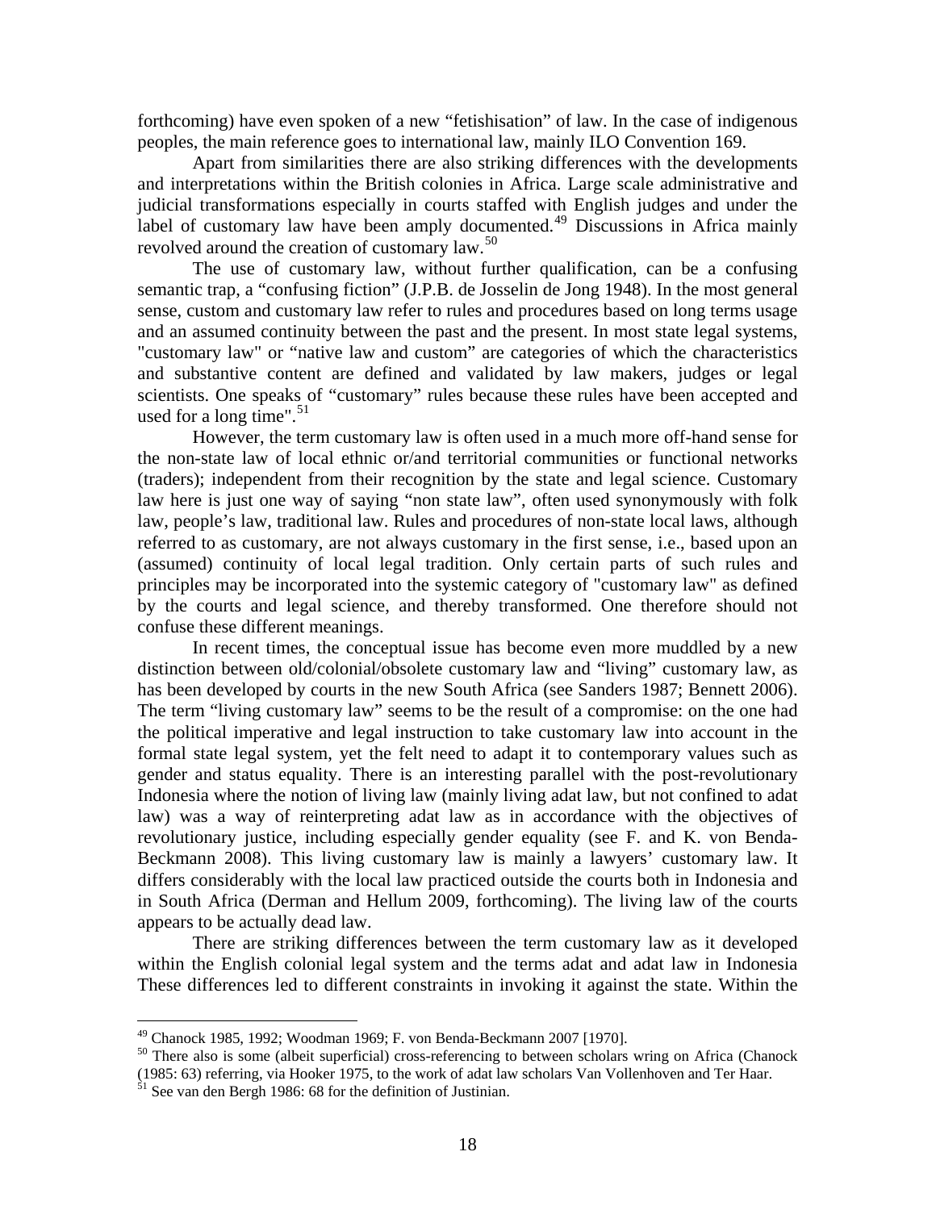forthcoming) have even spoken of a new "fetishisation" of law. In the case of indigenous peoples, the main reference goes to international law, mainly ILO Convention 169.

Apart from similarities there are also striking differences with the developments and interpretations within the British colonies in Africa. Large scale administrative and judicial transformations especially in courts staffed with English judges and under the label of customary law have been amply documented.[49] Discussions in Africa mainly revolved around the creation of customary law.[50]

The use of customary law, without further qualification, can be a confusing semantic trap, a "confusing fiction" (J.P.B. de Josselin de Jong 1948). In the most general sense, custom and customary law refer to rules and procedures based on long terms usage and an assumed continuity between the past and the present. In most state legal systems, "customary law" or "native law and custom" are categories of which the characteristics and substantive content are defined and validated by law makers, judges or legal scientists. One speaks of "customary" rules because these rules have been accepted and used for a long time".[51]

However, the term customary law is often used in a much more off-hand sense for the non-state law of local ethnic or/and territorial communities or functional networks (traders); independent from their recognition by the state and legal science. Customary law here is just one way of saying "non state law", often used synonymously with folk law, people's law, traditional law. Rules and procedures of non-state local laws, although referred to as customary, are not always customary in the first sense, i.e., based upon an (assumed) continuity of local legal tradition. Only certain parts of such rules and principles may be incorporated into the systemic category of "customary law" as defined by the courts and legal science, and thereby transformed. One therefore should not confuse these different meanings.

In recent times, the conceptual issue has become even more muddled by a new distinction between old/colonial/obsolete customary law and "living" customary law, as has been developed by courts in the new South Africa (see Sanders 1987; Bennett 2006). The term "living customary law" seems to be the result of a compromise: on the one had the political imperative and legal instruction to take customary law into account in the formal state legal system, yet the felt need to adapt it to contemporary values such as gender and status equality. There is an interesting parallel with the post-revolutionary Indonesia where the notion of living law (mainly living adat law, but not confined to adat law) was a way of reinterpreting adat law as in accordance with the objectives of revolutionary justice, including especially gender equality (see F. and K. von Benda-Beckmann 2008). This living customary law is mainly a lawyers' customary law. It differs considerably with the local law practiced outside the courts both in Indonesia and in South Africa (Derman and Hellum 2009, forthcoming). The living law of the courts appears to be actually dead law.

There are striking differences between the term customary law as it developed within the English colonial legal system and the terms adat and adat law in Indonesia These differences led to different constraints in invoking it against the state. Within the

---

[49] Chanock 1985, 1992; Woodman 1969; F. von Benda-Beckmann 2007 [1970].

[50] There also is some (albeit superficial) cross-referencing to between scholars wring on Africa (Chanock (1985: 63) referring, via Hooker 1975, to the work of adat law scholars Van Vollenhoven and Ter Haar.

[51] See van den Bergh 1986: 68 for the definition of Justinian.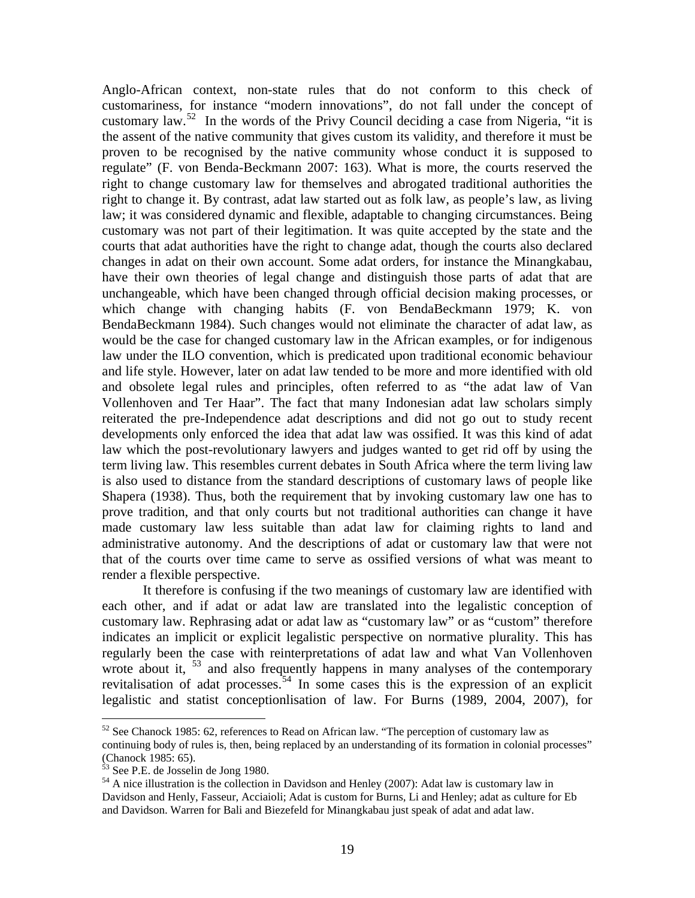Anglo-African context, non-state rules that do not conform to this check of customariness, for instance "modern innovations", do not fall under the concept of customary law.[52] In the words of the Privy Council deciding a case from Nigeria, "it is the assent of the native community that gives custom its validity, and therefore it must be proven to be recognised by the native community whose conduct it is supposed to regulate" (F. von Benda-Beckmann 2007: 163). What is more, the courts reserved the right to change customary law for themselves and abrogated traditional authorities the right to change it. By contrast, adat law started out as folk law, as people's law, as living law; it was considered dynamic and flexible, adaptable to changing circumstances. Being customary was not part of their legitimation. It was quite accepted by the state and the courts that adat authorities have the right to change adat, though the courts also declared changes in adat on their own account. Some adat orders, for instance the Minangkabau, have their own theories of legal change and distinguish those parts of adat that are unchangeable, which have been changed through official decision making processes, or which change with changing habits (F. von BendaBeckmann 1979; K. von BendaBeckmann 1984). Such changes would not eliminate the character of adat law, as would be the case for changed customary law in the African examples, or for indigenous law under the ILO convention, which is predicated upon traditional economic behaviour and life style. However, later on adat law tended to be more and more identified with old and obsolete legal rules and principles, often referred to as "the adat law of Van Vollenhoven and Ter Haar". The fact that many Indonesian adat law scholars simply reiterated the pre-Independence adat descriptions and did not go out to study recent developments only enforced the idea that adat law was ossified. It was this kind of adat law which the post-revolutionary lawyers and judges wanted to get rid off by using the term living law. This resembles current debates in South Africa where the term living law is also used to distance from the standard descriptions of customary laws of people like Shapera (1938). Thus, both the requirement that by invoking customary law one has to prove tradition, and that only courts but not traditional authorities can change it have made customary law less suitable than adat law for claiming rights to land and administrative autonomy. And the descriptions of adat or customary law that were not that of the courts over time came to serve as ossified versions of what was meant to render a flexible perspective.

It therefore is confusing if the two meanings of customary law are identified with each other, and if adat or adat law are translated into the legalistic conception of customary law. Rephrasing adat or adat law as "customary law" or as "custom" therefore indicates an implicit or explicit legalistic perspective on normative plurality. This has regularly been the case with reinterpretations of adat law and what Van Vollenhoven wrote about it, [53] and also frequently happens in many analyses of the contemporary revitalisation of adat processes.[54] In some cases this is the expression of an explicit legalistic and statist conceptionlisation of law. For Burns (1989, 2004, 2007), for

---

[52] See Chanock 1985: 62, references to Read on African law. "The perception of customary law as continuing body of rules is, then, being replaced by an understanding of its formation in colonial processes" (Chanock 1985: 65).

[53] See P.E. de Josselin de Jong 1980.

[54] A nice illustration is the collection in Davidson and Henley (2007): Adat law is customary law in Davidson and Henly, Fasseur, Acciaioli; Adat is custom for Burns, Li and Henley; adat as culture for Eb and Davidson. Warren for Bali and Biezefeld for Minangkabau just speak of adat and adat law.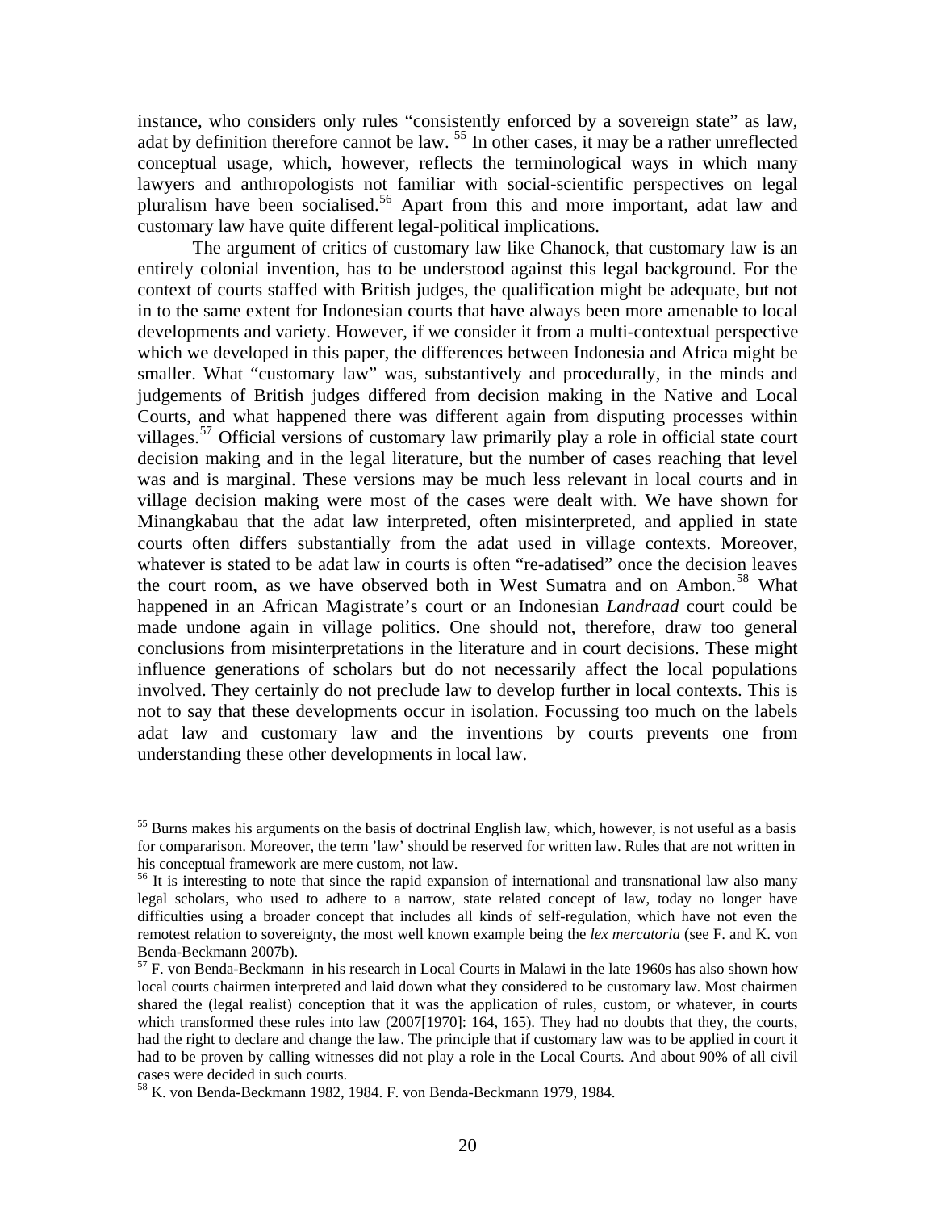instance, who considers only rules "consistently enforced by a sovereign state" as law, adat by definition therefore cannot be law. [55] In other cases, it may be a rather unreflected conceptual usage, which, however, reflects the terminological ways in which many lawyers and anthropologists not familiar with social-scientific perspectives on legal pluralism have been socialised.[56] Apart from this and more important, adat law and customary law have quite different legal-political implications.

The argument of critics of customary law like Chanock, that customary law is an entirely colonial invention, has to be understood against this legal background. For the context of courts staffed with British judges, the qualification might be adequate, but not in to the same extent for Indonesian courts that have always been more amenable to local developments and variety. However, if we consider it from a multi-contextual perspective which we developed in this paper, the differences between Indonesia and Africa might be smaller. What "customary law" was, substantively and procedurally, in the minds and judgements of British judges differed from decision making in the Native and Local Courts, and what happened there was different again from disputing processes within villages.[57] Official versions of customary law primarily play a role in official state court decision making and in the legal literature, but the number of cases reaching that level was and is marginal. These versions may be much less relevant in local courts and in village decision making were most of the cases were dealt with. We have shown for Minangkabau that the adat law interpreted, often misinterpreted, and applied in state courts often differs substantially from the adat used in village contexts. Moreover, whatever is stated to be adat law in courts is often "re-adatised" once the decision leaves the court room, as we have observed both in West Sumatra and on Ambon.[58] What happened in an African Magistrate's court or an Indonesian *Landraad* court could be made undone again in village politics. One should not, therefore, draw too general conclusions from misinterpretations in the literature and in court decisions. These might influence generations of scholars but do not necessarily affect the local populations involved. They certainly do not preclude law to develop further in local contexts. This is not to say that these developments occur in isolation. Focussing too much on the labels adat law and customary law and the inventions by courts prevents one from understanding these other developments in local law.

---

[55] Burns makes his arguments on the basis of doctrinal English law, which, however, is not useful as a basis for compararison. Moreover, the term 'law' should be reserved for written law. Rules that are not written in his conceptual framework are mere custom, not law.

[56] It is interesting to note that since the rapid expansion of international and transnational law also many legal scholars, who used to adhere to a narrow, state related concept of law, today no longer have difficulties using a broader concept that includes all kinds of self-regulation, which have not even the remotest relation to sovereignty, the most well known example being the *lex mercatoria* (see F. and K. von Benda-Beckmann 2007b).

[57] F. von Benda-Beckmann in his research in Local Courts in Malawi in the late 1960s has also shown how local courts chairmen interpreted and laid down what they considered to be customary law. Most chairmen shared the (legal realist) conception that it was the application of rules, custom, or whatever, in courts which transformed these rules into law (2007[1970]: 164, 165). They had no doubts that they, the courts, had the right to declare and change the law. The principle that if customary law was to be applied in court it had to be proven by calling witnesses did not play a role in the Local Courts. And about 90% of all civil cases were decided in such courts.

[58] K. von Benda-Beckmann 1982, 1984. F. von Benda-Beckmann 1979, 1984.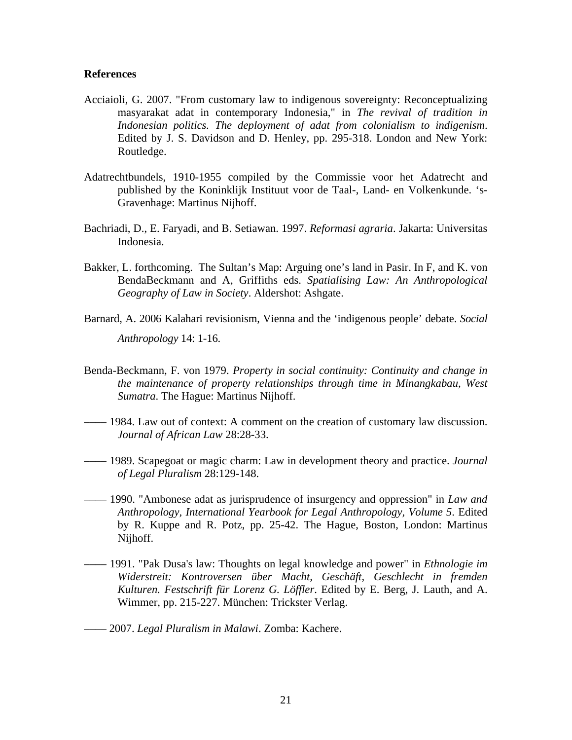**References**

Acciaioli, G. 2007. "From customary law to indigenous sovereignty: Reconceptualizing masyarakat adat in contemporary Indonesia," in *The revival of tradition in Indonesian politics. The deployment of adat from colonialism to indigenism*. Edited by J. S. Davidson and D. Henley, pp. 295-318. London and New York: Routledge.

Adatrechtbundels, 1910-1955 compiled by the Commissie voor het Adatrecht and published by the Koninklijk Instituut voor de Taal-, Land- en Volkenkunde. 's-Gravenhage: Martinus Nijhoff.

Bachriadi, D., E. Faryadi, and B. Setiawan. 1997. *Reformasi agraria*. Jakarta: Universitas Indonesia.

Bakker, L. forthcoming. The Sultan's Map: Arguing one's land in Pasir. In F, and K. von BendaBeckmann and A, Griffiths eds. *Spatialising Law: An Anthropological Geography of Law in Society*. Aldershot: Ashgate.

Barnard, A. 2006 Kalahari revisionism, Vienna and the 'indigenous people' debate. *Social Anthropology* 14: 1-16.

Benda-Beckmann, F. von 1979. *Property in social continuity: Continuity and change in the maintenance of property relationships through time in Minangkabau, West Sumatra*. The Hague: Martinus Nijhoff.

—— 1984. Law out of context: A comment on the creation of customary law discussion. *Journal of African Law* 28:28-33.

—— 1989. Scapegoat or magic charm: Law in development theory and practice. *Journal of Legal Pluralism* 28:129-148.

—— 1990. "Ambonese adat as jurisprudence of insurgency and oppression" in *Law and Anthropology, International Yearbook for Legal Anthropology, Volume 5*. Edited by R. Kuppe and R. Potz, pp. 25-42. The Hague, Boston, London: Martinus Nijhoff.

—— 1991. "Pak Dusa's law: Thoughts on legal knowledge and power" in *Ethnologie im Widerstreit: Kontroversen über Macht, Geschäft, Geschlecht in fremden Kulturen. Festschrift für Lorenz G. Löffler*. Edited by E. Berg, J. Lauth, and A. Wimmer, pp. 215-227. München: Trickster Verlag.

—— 2007. *Legal Pluralism in Malawi*. Zomba: Kachere.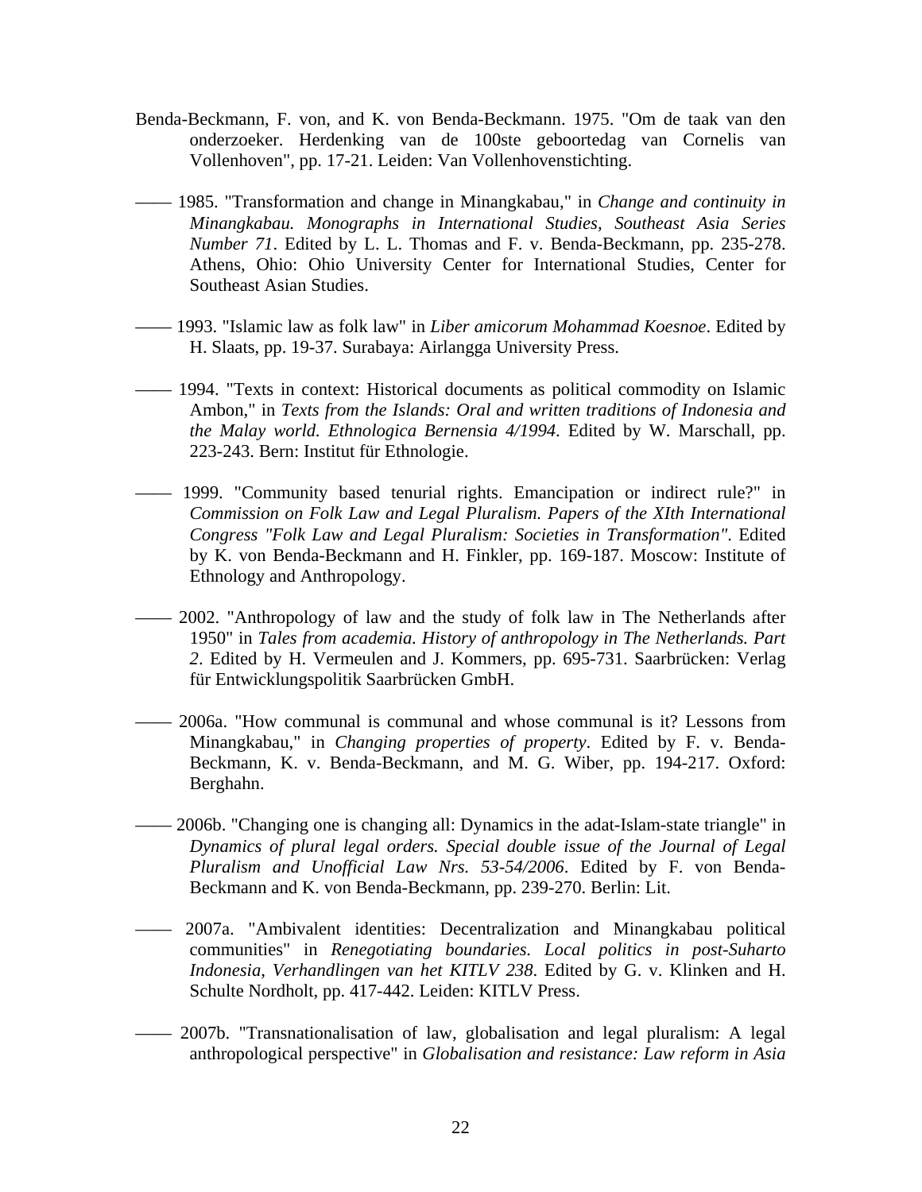Benda-Beckmann, F. von, and K. von Benda-Beckmann. 1975. "Om de taak van den onderzoeker. Herdenking van de 100ste geboortedag van Cornelis van Vollenhoven", pp. 17-21. Leiden: Van Vollenhovenstichting.

—— 1985. "Transformation and change in Minangkabau," in *Change and continuity in Minangkabau. Monographs in International Studies, Southeast Asia Series Number 71*. Edited by L. L. Thomas and F. v. Benda-Beckmann, pp. 235-278. Athens, Ohio: Ohio University Center for International Studies, Center for Southeast Asian Studies.

—— 1993. "Islamic law as folk law" in *Liber amicorum Mohammad Koesnoe*. Edited by H. Slaats, pp. 19-37. Surabaya: Airlangga University Press.

—— 1994. "Texts in context: Historical documents as political commodity on Islamic Ambon," in *Texts from the Islands: Oral and written traditions of Indonesia and the Malay world. Ethnologica Bernensia 4/1994*. Edited by W. Marschall, pp. 223-243. Bern: Institut für Ethnologie.

—— 1999. "Community based tenurial rights. Emancipation or indirect rule?" in *Commission on Folk Law and Legal Pluralism. Papers of the XIth International Congress "Folk Law and Legal Pluralism: Societies in Transformation"*. Edited by K. von Benda-Beckmann and H. Finkler, pp. 169-187. Moscow: Institute of Ethnology and Anthropology.

—— 2002. "Anthropology of law and the study of folk law in The Netherlands after 1950" in *Tales from academia. History of anthropology in The Netherlands. Part 2*. Edited by H. Vermeulen and J. Kommers, pp. 695-731. Saarbrücken: Verlag für Entwicklungspolitik Saarbrücken GmbH.

—— 2006a. "How communal is communal and whose communal is it? Lessons from Minangkabau," in *Changing properties of property*. Edited by F. v. Benda-Beckmann, K. v. Benda-Beckmann, and M. G. Wiber, pp. 194-217. Oxford: Berghahn.

—— 2006b. "Changing one is changing all: Dynamics in the adat-Islam-state triangle" in *Dynamics of plural legal orders. Special double issue of the Journal of Legal Pluralism and Unofficial Law Nrs. 53-54/2006*. Edited by F. von Benda-Beckmann and K. von Benda-Beckmann, pp. 239-270. Berlin: Lit.

—— 2007a. "Ambivalent identities: Decentralization and Minangkabau political communities" in *Renegotiating boundaries. Local politics in post-Suharto Indonesia, Verhandlingen van het KITLV 238*. Edited by G. v. Klinken and H. Schulte Nordholt, pp. 417-442. Leiden: KITLV Press.

—— 2007b. "Transnationalisation of law, globalisation and legal pluralism: A legal anthropological perspective" in *Globalisation and resistance: Law reform in Asia*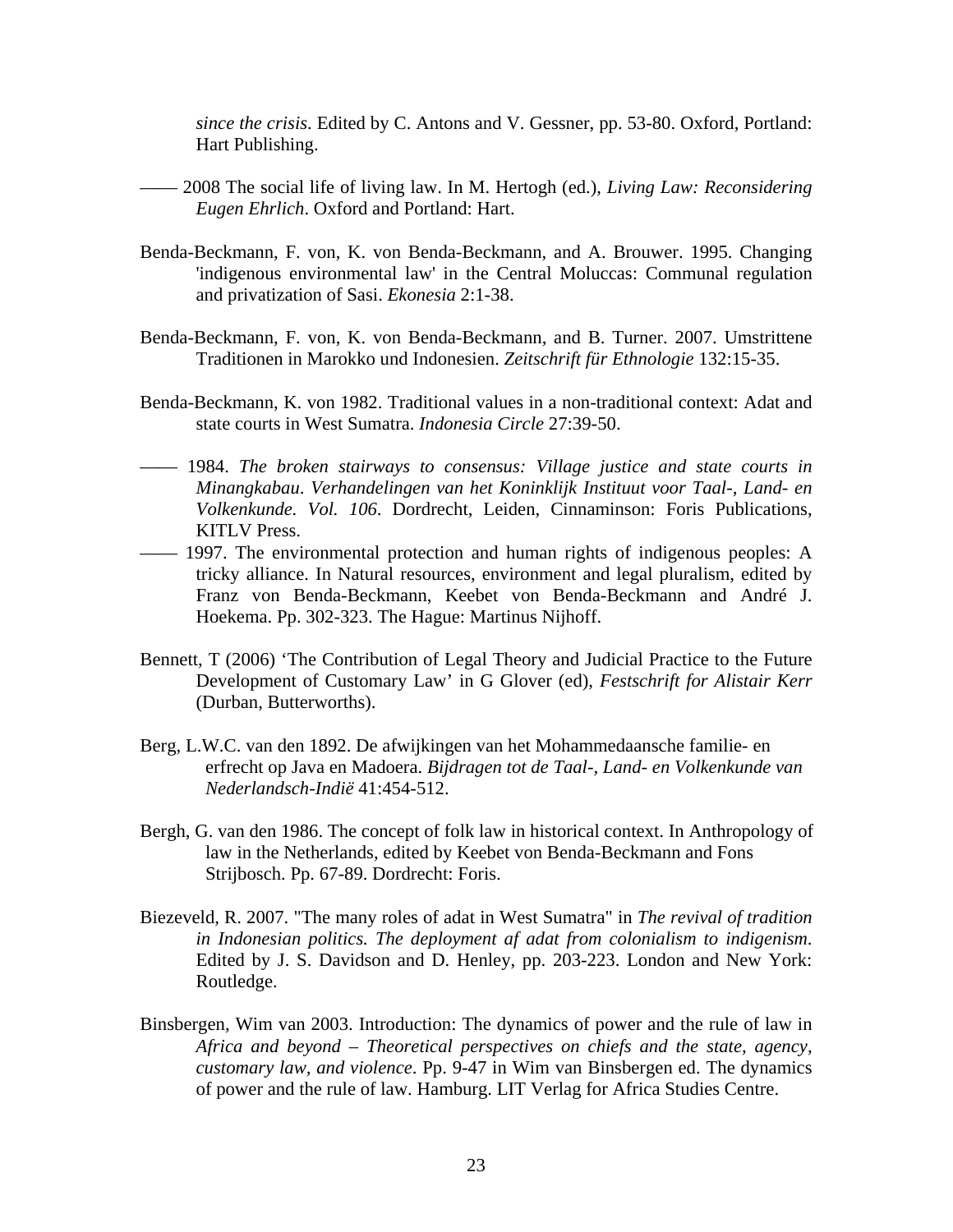*since the crisis*. Edited by C. Antons and V. Gessner, pp. 53-80. Oxford, Portland: Hart Publishing.

—— 2008 The social life of living law. In M. Hertogh (ed.), *Living Law: Reconsidering Eugen Ehrlich*. Oxford and Portland: Hart.

Benda-Beckmann, F. von, K. von Benda-Beckmann, and A. Brouwer. 1995. Changing 'indigenous environmental law' in the Central Moluccas: Communal regulation and privatization of Sasi. *Ekonesia* 2:1-38.

Benda-Beckmann, F. von, K. von Benda-Beckmann, and B. Turner. 2007. Umstrittene Traditionen in Marokko und Indonesien. *Zeitschrift für Ethnologie* 132:15-35.

Benda-Beckmann, K. von 1982. Traditional values in a non-traditional context: Adat and state courts in West Sumatra. *Indonesia Circle* 27:39-50.

—— 1984. *The broken stairways to consensus: Village justice and state courts in Minangkabau. Verhandelingen van het Koninklijk Instituut voor Taal-, Land- en Volkenkunde. Vol. 106*. Dordrecht, Leiden, Cinnaminson: Foris Publications, KITLV Press.

—— 1997. The environmental protection and human rights of indigenous peoples: A tricky alliance. In Natural resources, environment and legal pluralism, edited by Franz von Benda-Beckmann, Keebet von Benda-Beckmann and André J. Hoekema. Pp. 302-323. The Hague: Martinus Nijhoff.

Bennett, T (2006) 'The Contribution of Legal Theory and Judicial Practice to the Future Development of Customary Law' in G Glover (ed), *Festschrift for Alistair Kerr* (Durban, Butterworths).

Berg, L.W.C. van den 1892. De afwijkingen van het Mohammedaansche familie- en erfrecht op Java en Madoera. *Bijdragen tot de Taal-, Land- en Volkenkunde van Nederlandsch-Indië* 41:454-512.

Bergh, G. van den 1986. The concept of folk law in historical context. In Anthropology of law in the Netherlands, edited by Keebet von Benda-Beckmann and Fons Strijbosch. Pp. 67-89. Dordrecht: Foris.

Biezeveld, R. 2007. "The many roles of adat in West Sumatra" in *The revival of tradition in Indonesian politics. The deployment af adat from colonialism to indigenism*. Edited by J. S. Davidson and D. Henley, pp. 203-223. London and New York: Routledge.

Binsbergen, Wim van 2003. Introduction: The dynamics of power and the rule of law in *Africa and beyond – Theoretical perspectives on chiefs and the state, agency, customary law, and violence*. Pp. 9-47 in Wim van Binsbergen ed. The dynamics of power and the rule of law. Hamburg. LIT Verlag for Africa Studies Centre.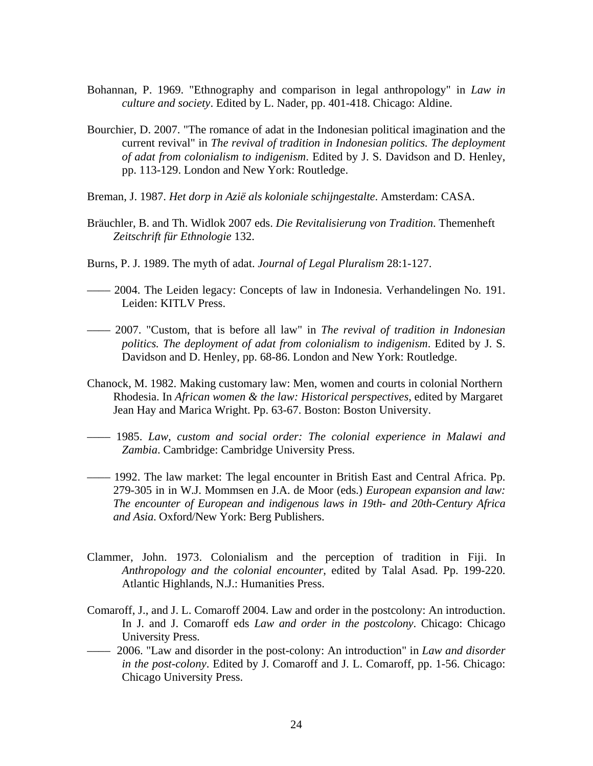Bohannan, P. 1969. "Ethnography and comparison in legal anthropology" in *Law in culture and society*. Edited by L. Nader, pp. 401-418. Chicago: Aldine.

Bourchier, D. 2007. "The romance of adat in the Indonesian political imagination and the current revival" in *The revival of tradition in Indonesian politics. The deployment of adat from colonialism to indigenism*. Edited by J. S. Davidson and D. Henley, pp. 113-129. London and New York: Routledge.

Breman, J. 1987. *Het dorp in Azië als koloniale schijngestalte*. Amsterdam: CASA.

Bräuchler, B. and Th. Widlok 2007 eds. *Die Revitalisierung von Tradition*. Themenheft *Zeitschrift für Ethnologie* 132.

Burns, P. J. 1989. The myth of adat. *Journal of Legal Pluralism* 28:1-127.

—— 2004. The Leiden legacy: Concepts of law in Indonesia. Verhandelingen No. 191. Leiden: KITLV Press.

—— 2007. "Custom, that is before all law" in *The revival of tradition in Indonesian politics. The deployment of adat from colonialism to indigenism*. Edited by J. S. Davidson and D. Henley, pp. 68-86. London and New York: Routledge.

Chanock, M. 1982. Making customary law: Men, women and courts in colonial Northern Rhodesia. In *African women & the law: Historical perspectives*, edited by Margaret Jean Hay and Marica Wright. Pp. 63-67. Boston: Boston University.

—— 1985. *Law, custom and social order: The colonial experience in Malawi and Zambia*. Cambridge: Cambridge University Press.

—— 1992. The law market: The legal encounter in British East and Central Africa. Pp. 279-305 in in W.J. Mommsen en J.A. de Moor (eds.) *European expansion and law: The encounter of European and indigenous laws in 19th- and 20th-Century Africa and Asia*. Oxford/New York: Berg Publishers.

Clammer, John. 1973. Colonialism and the perception of tradition in Fiji. In *Anthropology and the colonial encounter*, edited by Talal Asad. Pp. 199-220. Atlantic Highlands, N.J.: Humanities Press.

Comaroff, J., and J. L. Comaroff 2004. Law and order in the postcolony: An introduction. In J. and J. Comaroff eds *Law and order in the postcolony*. Chicago: Chicago University Press.

—— 2006. "Law and disorder in the post-colony: An introduction" in *Law and disorder in the post-colony*. Edited by J. Comaroff and J. L. Comaroff, pp. 1-56. Chicago: Chicago University Press.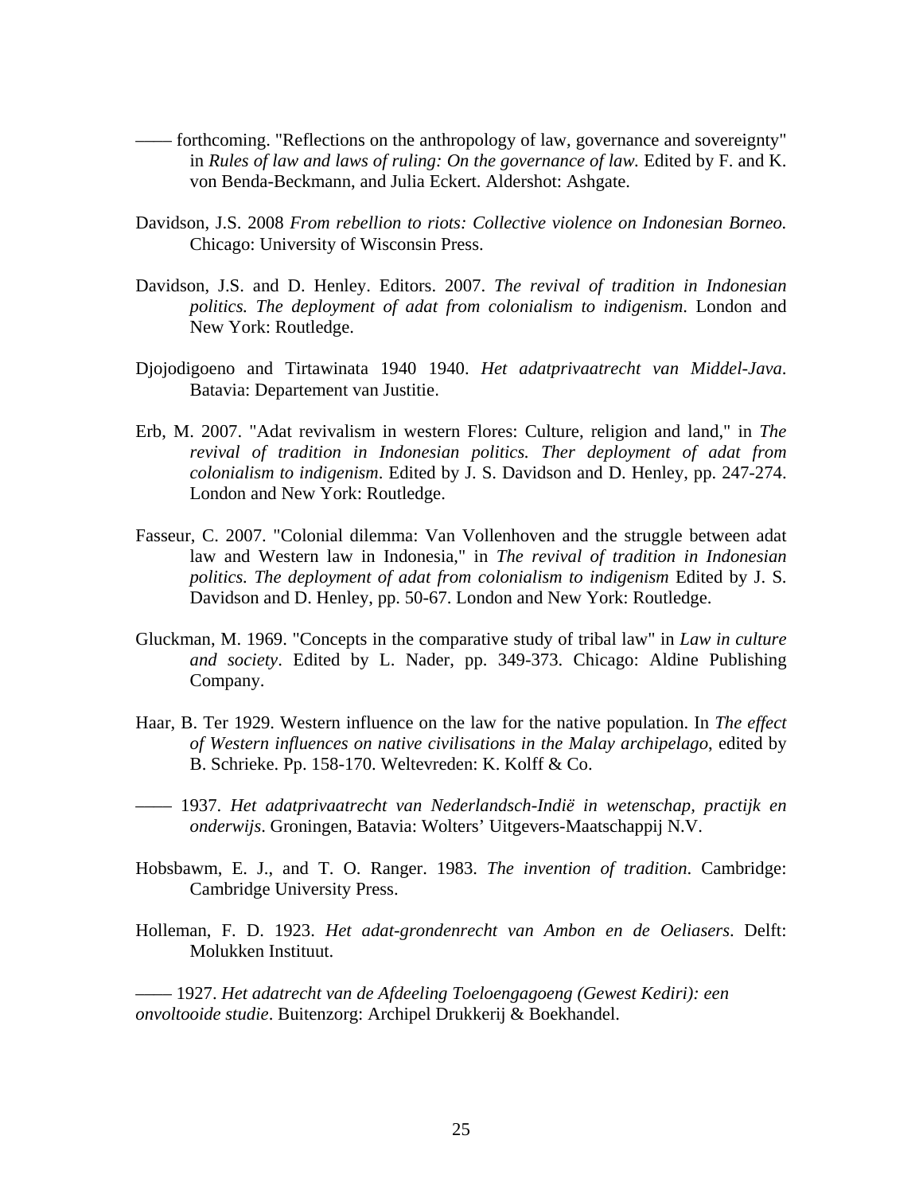—— forthcoming. "Reflections on the anthropology of law, governance and sovereignty" in *Rules of law and laws of ruling: On the governance of law.* Edited by F. and K. von Benda-Beckmann, and Julia Eckert. Aldershot: Ashgate.

Davidson, J.S. 2008 *From rebellion to riots: Collective violence on Indonesian Borneo.* Chicago: University of Wisconsin Press.

Davidson, J.S. and D. Henley. Editors. 2007. *The revival of tradition in Indonesian politics. The deployment of adat from colonialism to indigenism.* London and New York: Routledge.

Djojodigoeno and Tirtawinata 1940 1940. *Het adatprivaatrecht van Middel-Java*. Batavia: Departement van Justitie.

Erb, M. 2007. "Adat revivalism in western Flores: Culture, religion and land," in *The revival of tradition in Indonesian politics. Ther deployment of adat from colonialism to indigenism*. Edited by J. S. Davidson and D. Henley, pp. 247-274. London and New York: Routledge.

Fasseur, C. 2007. "Colonial dilemma: Van Vollenhoven and the struggle between adat law and Western law in Indonesia," in *The revival of tradition in Indonesian politics. The deployment of adat from colonialism to indigenism* Edited by J. S. Davidson and D. Henley, pp. 50-67. London and New York: Routledge.

Gluckman, M. 1969. "Concepts in the comparative study of tribal law" in *Law in culture and society*. Edited by L. Nader, pp. 349-373. Chicago: Aldine Publishing Company.

Haar, B. Ter 1929. Western influence on the law for the native population. In *The effect of Western influences on native civilisations in the Malay archipelago*, edited by B. Schrieke. Pp. 158-170. Weltevreden: K. Kolff & Co.

—— 1937. *Het adatprivaatrecht van Nederlandsch-Indië in wetenschap, practijk en onderwijs*. Groningen, Batavia: Wolters' Uitgevers-Maatschappij N.V.

Hobsbawm, E. J., and T. O. Ranger. 1983. *The invention of tradition*. Cambridge: Cambridge University Press.

Holleman, F. D. 1923. *Het adat-grondenrecht van Ambon en de Oeliasers*. Delft: Molukken Instituut.

—— 1927. *Het adatrecht van de Afdeeling Toeloengagoeng (Gewest Kediri): een onvoltooide studie*. Buitenzorg: Archipel Drukkerij & Boekhandel.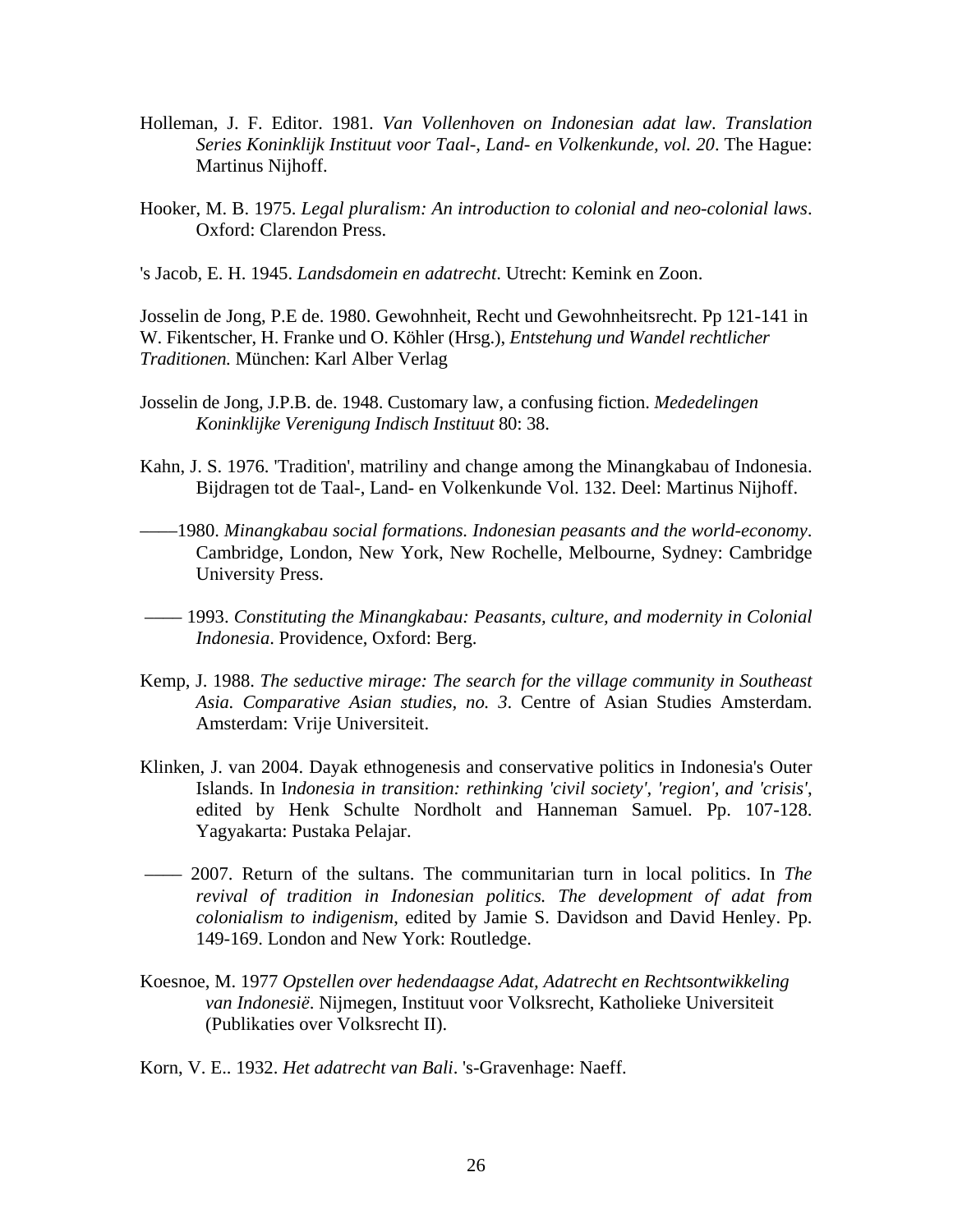Holleman, J. F. Editor. 1981. *Van Vollenhoven on Indonesian adat law. Translation Series Koninklijk Instituut voor Taal-, Land- en Volkenkunde, vol. 20*. The Hague: Martinus Nijhoff.

Hooker, M. B. 1975. *Legal pluralism: An introduction to colonial and neo-colonial laws*. Oxford: Clarendon Press.

's Jacob, E. H. 1945. *Landsdomein en adatrecht*. Utrecht: Kemink en Zoon.

Josselin de Jong, P.E de. 1980. Gewohnheit, Recht und Gewohnheitsrecht. Pp 121-141 in W. Fikentscher, H. Franke und O. Köhler (Hrsg.), *Entstehung und Wandel rechtlicher Traditionen.* München: Karl Alber Verlag

Josselin de Jong, J.P.B. de. 1948. Customary law, a confusing fiction. *Mededelingen Koninklijke Verenigung Indisch Instituut* 80: 38.

Kahn, J. S. 1976. 'Tradition', matriliny and change among the Minangkabau of Indonesia. Bijdragen tot de Taal-, Land- en Volkenkunde Vol. 132. Deel: Martinus Nijhoff.

——1980. *Minangkabau social formations. Indonesian peasants and the world-economy*. Cambridge, London, New York, New Rochelle, Melbourne, Sydney: Cambridge University Press.

—— 1993. *Constituting the Minangkabau: Peasants, culture, and modernity in Colonial Indonesia*. Providence, Oxford: Berg.

Kemp, J. 1988. *The seductive mirage: The search for the village community in Southeast Asia. Comparative Asian studies, no. 3*. Centre of Asian Studies Amsterdam. Amsterdam: Vrije Universiteit.

Klinken, J. van 2004. Dayak ethnogenesis and conservative politics in Indonesia's Outer Islands. In I*ndonesia in transition: rethinking 'civil society', 'region', and 'crisis'*, edited by Henk Schulte Nordholt and Hanneman Samuel. Pp. 107-128. Yagyakarta: Pustaka Pelajar.

—— 2007. Return of the sultans. The communitarian turn in local politics. In *The revival of tradition in Indonesian politics. The development of adat from colonialism to indigenism*, edited by Jamie S. Davidson and David Henley. Pp. 149-169. London and New York: Routledge.

Koesnoe, M. 1977 *Opstellen over hedendaagse Adat, Adatrecht en Rechtsontwikkeling van Indonesië.* Nijmegen, Instituut voor Volksrecht, Katholieke Universiteit (Publikaties over Volksrecht II).

Korn, V. E.. 1932. *Het adatrecht van Bali*. 's-Gravenhage: Naeff.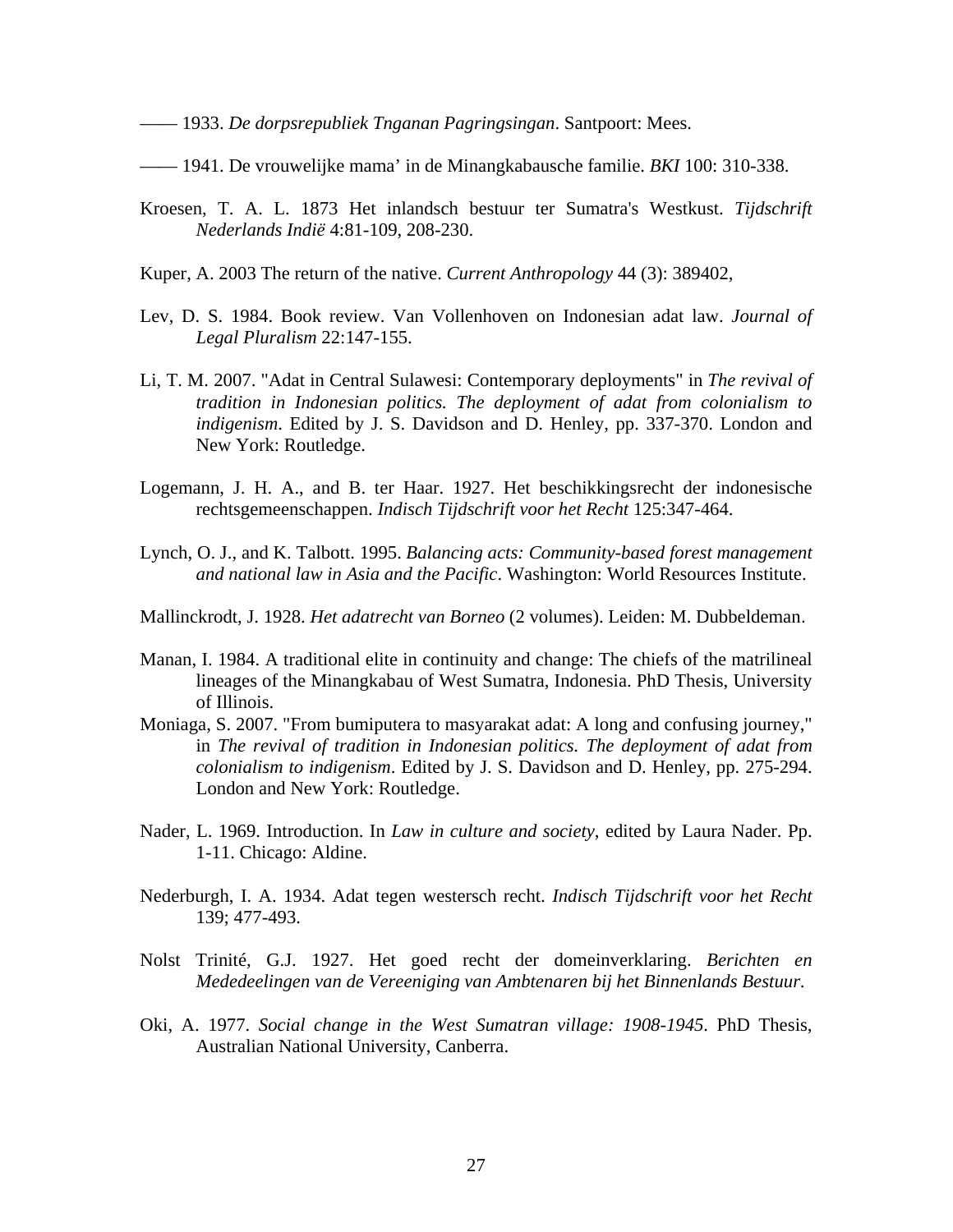—— 1933. *De dorpsrepubliek Tnganan Pagringsingan*. Santpoort: Mees.

—— 1941. De vrouwelijke mama' in de Minangkabausche familie. *BKI* 100: 310-338.

Kroesen, T. A. L. 1873 Het inlandsch bestuur ter Sumatra's Westkust. *Tijdschrift Nederlands Indië* 4:81-109, 208-230.

Kuper, A. 2003 The return of the native. *Current Anthropology* 44 (3): 389402,

Lev, D. S. 1984. Book review. Van Vollenhoven on Indonesian adat law. *Journal of Legal Pluralism* 22:147-155.

Li, T. M. 2007. "Adat in Central Sulawesi: Contemporary deployments" in *The revival of tradition in Indonesian politics. The deployment of adat from colonialism to indigenism*. Edited by J. S. Davidson and D. Henley, pp. 337-370. London and New York: Routledge.

Logemann, J. H. A., and B. ter Haar. 1927. Het beschikkingsrecht der indonesische rechtsgemeenschappen. *Indisch Tijdschrift voor het Recht* 125:347-464.

Lynch, O. J., and K. Talbott. 1995. *Balancing acts: Community-based forest management and national law in Asia and the Pacific*. Washington: World Resources Institute.

Mallinckrodt, J. 1928. *Het adatrecht van Borneo* (2 volumes). Leiden: M. Dubbeldeman.

Manan, I. 1984. A traditional elite in continuity and change: The chiefs of the matrilineal lineages of the Minangkabau of West Sumatra, Indonesia. PhD Thesis, University of Illinois.

Moniaga, S. 2007. "From bumiputera to masyarakat adat: A long and confusing journey," in *The revival of tradition in Indonesian politics. The deployment of adat from colonialism to indigenism*. Edited by J. S. Davidson and D. Henley, pp. 275-294. London and New York: Routledge.

Nader, L. 1969. Introduction. In *Law in culture and society*, edited by Laura Nader. Pp. 1-11. Chicago: Aldine.

Nederburgh, I. A. 1934. Adat tegen westersch recht. *Indisch Tijdschrift voor het Recht* 139; 477-493.

Nolst Trinité, G.J. 1927. Het goed recht der domeinverklaring. *Berichten en Mededeelingen van de Vereeniging van Ambtenaren bij het Binnenlands Bestuur*.

Oki, A. 1977. *Social change in the West Sumatran village: 1908-1945*. PhD Thesis, Australian National University, Canberra.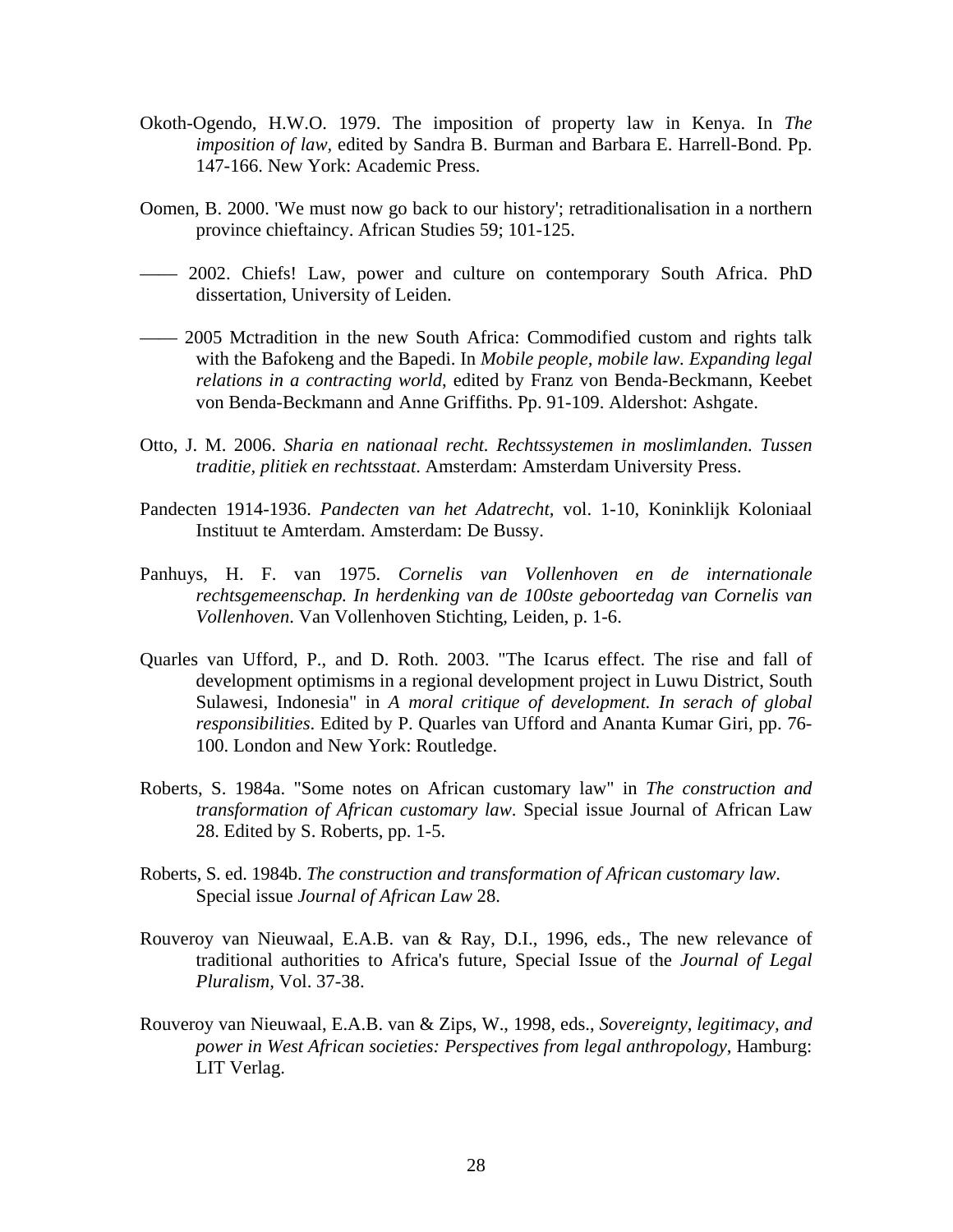Okoth-Ogendo, H.W.O. 1979. The imposition of property law in Kenya. In *The imposition of law,* edited by Sandra B. Burman and Barbara E. Harrell-Bond. Pp. 147-166. New York: Academic Press.

Oomen, B. 2000. 'We must now go back to our history'; retraditionalisation in a northern province chieftaincy. African Studies 59; 101-125.

—— 2002. Chiefs! Law, power and culture on contemporary South Africa. PhD dissertation, University of Leiden.

—— 2005 Mctradition in the new South Africa: Commodified custom and rights talk with the Bafokeng and the Bapedi. In *Mobile people, mobile law. Expanding legal relations in a contracting world*, edited by Franz von Benda-Beckmann, Keebet von Benda-Beckmann and Anne Griffiths. Pp. 91-109. Aldershot: Ashgate.

Otto, J. M. 2006. *Sharia en nationaal recht. Rechtssystemen in moslimlanden. Tussen traditie, plitiek en rechtsstaat*. Amsterdam: Amsterdam University Press.

Pandecten 1914-1936. *Pandecten van het Adatrecht,* vol. 1-10, Koninklijk Koloniaal Instituut te Amterdam. Amsterdam: De Bussy.

Panhuys, H. F. van 1975. *Cornelis van Vollenhoven en de internationale rechtsgemeenschap. In herdenking van de 100ste geboortedag van Cornelis van Vollenhoven*. Van Vollenhoven Stichting, Leiden, p. 1-6.

Quarles van Ufford, P., and D. Roth. 2003. "The Icarus effect. The rise and fall of development optimisms in a regional development project in Luwu District, South Sulawesi, Indonesia" in *A moral critique of development. In serach of global responsibilities*. Edited by P. Quarles van Ufford and Ananta Kumar Giri, pp. 76-100. London and New York: Routledge.

Roberts, S. 1984a. "Some notes on African customary law" in *The construction and transformation of African customary law*. Special issue Journal of African Law 28. Edited by S. Roberts, pp. 1-5.

Roberts, S. ed. 1984b. *The construction and transformation of African customary law*. Special issue *Journal of African Law* 28.

Rouveroy van Nieuwaal, E.A.B. van & Ray, D.I., 1996, eds., The new relevance of traditional authorities to Africa's future, Special Issue of the *Journal of Legal Pluralism,* Vol. 37-38.

Rouveroy van Nieuwaal, E.A.B. van & Zips, W., 1998, eds., *Sovereignty, legitimacy, and power in West African societies: Perspectives from legal anthropology*, Hamburg: LIT Verlag.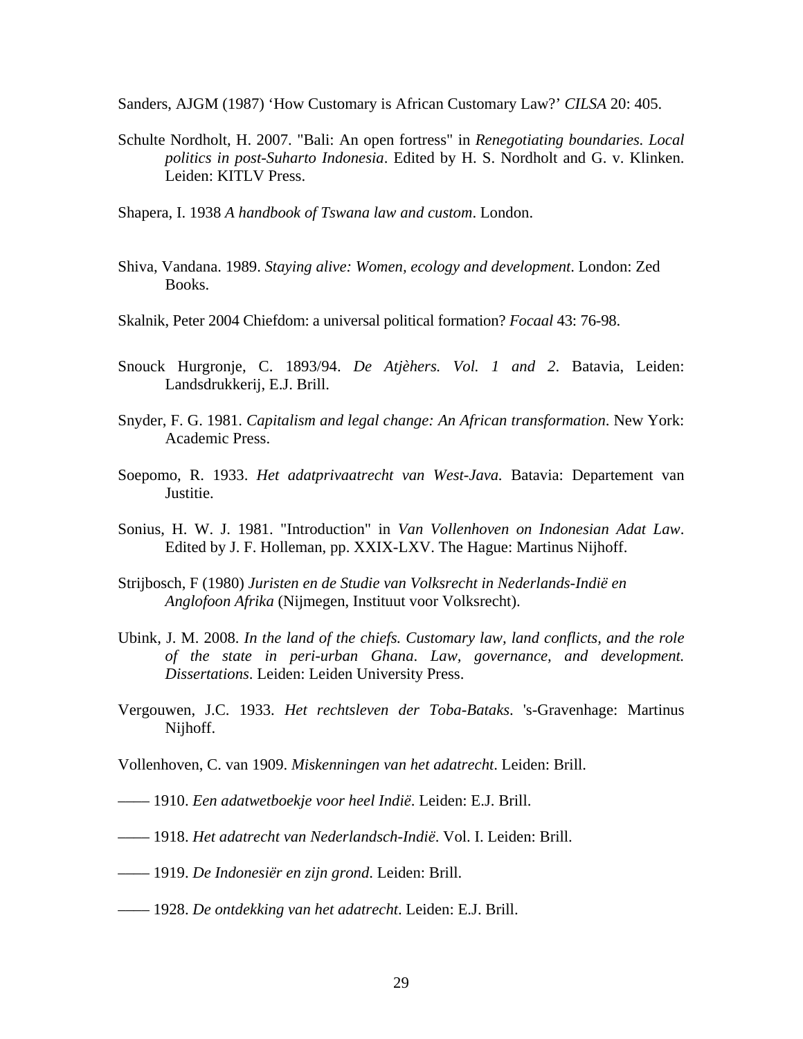Sanders, AJGM (1987) ‘How Customary is African Customary Law?’ *CILSA* 20: 405.

Schulte Nordholt, H. 2007. "Bali: An open fortress" in *Renegotiating boundaries. Local politics in post-Suharto Indonesia*. Edited by H. S. Nordholt and G. v. Klinken. Leiden: KITLV Press.

Shapera, I. 1938 *A handbook of Tswana law and custom*. London.

Shiva, Vandana. 1989. *Staying alive: Women, ecology and development*. London: Zed Books.

Skalnik, Peter 2004 Chiefdom: a universal political formation? *Focaal* 43: 76-98.

Snouck Hurgronje, C. 1893/94. *De Atjèhers. Vol. 1 and 2*. Batavia, Leiden: Landsdrukkerij, E.J. Brill.

Snyder, F. G. 1981. *Capitalism and legal change: An African transformation*. New York: Academic Press.

Soepomo, R. 1933. *Het adatprivaatrecht van West-Java*. Batavia: Departement van Justitie.

Sonius, H. W. J. 1981. "Introduction" in *Van Vollenhoven on Indonesian Adat Law*. Edited by J. F. Holleman, pp. XXIX-LXV. The Hague: Martinus Nijhoff.

Strijbosch, F (1980) *Juristen en de Studie van Volksrecht in Nederlands-Indië en Anglofoon Afrika* (Nijmegen, Instituut voor Volksrecht).

Ubink, J. M. 2008. *In the land of the chiefs. Customary law, land conflicts, and the role of the state in peri-urban Ghana*. *Law, governance, and development. Dissertations*. Leiden: Leiden University Press.

Vergouwen, J.C. 1933. *Het rechtsleven der Toba-Bataks*. 's-Gravenhage: Martinus Nijhoff.

Vollenhoven, C. van 1909. *Miskenningen van het adatrecht*. Leiden: Brill.

—— 1910. *Een adatwetboekje voor heel Indië*. Leiden: E.J. Brill.

—— 1918. *Het adatrecht van Nederlandsch-Indië*. Vol. I. Leiden: Brill.

—— 1919. *De Indonesiër en zijn grond*. Leiden: Brill.

—— 1928. *De ontdekking van het adatrecht*. Leiden: E.J. Brill.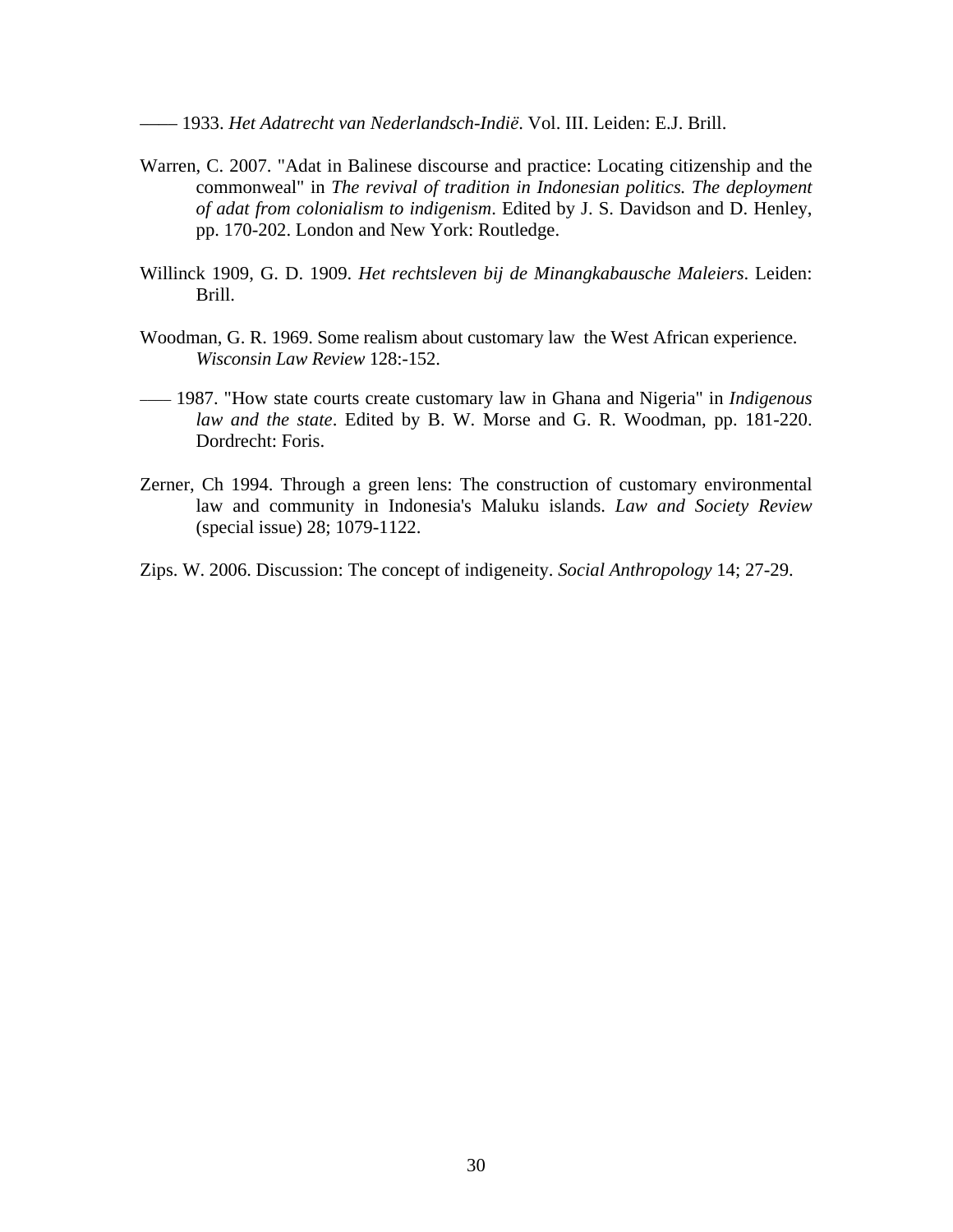—— 1933. *Het Adatrecht van Nederlandsch-Indië*. Vol. III. Leiden: E.J. Brill.

Warren, C. 2007. "Adat in Balinese discourse and practice: Locating citizenship and the commonweal" in *The revival of tradition in Indonesian politics. The deployment of adat from colonialism to indigenism*. Edited by J. S. Davidson and D. Henley, pp. 170-202. London and New York: Routledge.

Willinck 1909, G. D. 1909. *Het rechtsleven bij de Minangkabausche Maleiers*. Leiden: Brill.

Woodman, G. R. 1969. Some realism about customary law the West African experience. *Wisconsin Law Review* 128:-152.

—— 1987. "How state courts create customary law in Ghana and Nigeria" in *Indigenous law and the state*. Edited by B. W. Morse and G. R. Woodman, pp. 181-220. Dordrecht: Foris.

Zerner, Ch 1994. Through a green lens: The construction of customary environmental law and community in Indonesia's Maluku islands. *Law and Society Review* (special issue) 28; 1079-1122.

Zips. W. 2006. Discussion: The concept of indigeneity. *Social Anthropology* 14; 27-29.